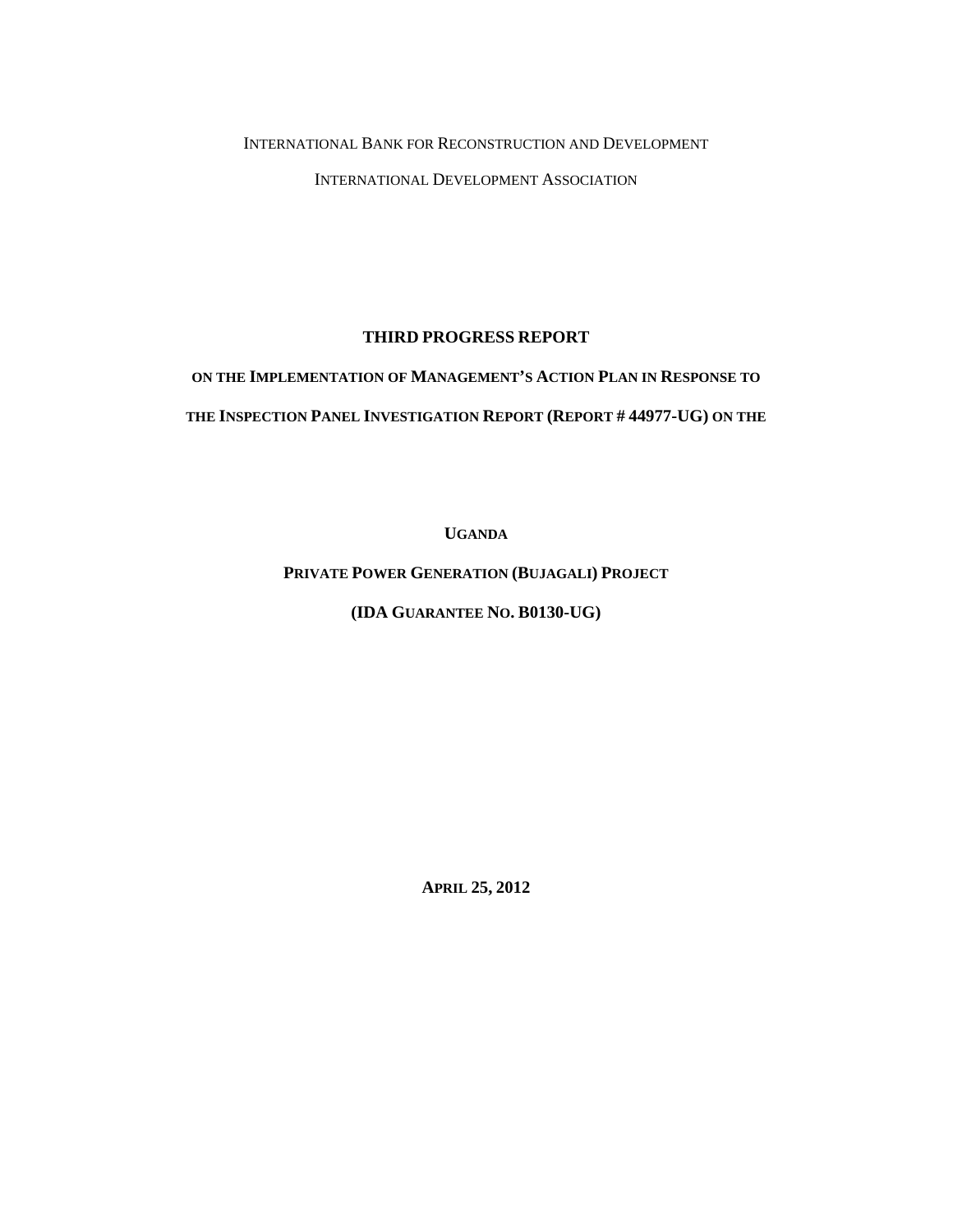INTERNATIONAL BANK FOR RECONSTRUCTION AND DEVELOPMENT

INTERNATIONAL DEVELOPMENT ASSOCIATION

# THIRD PROGRESS REPORT

## ON THE IMPLEMENTATION OF MANAGEMENT'S ACTION PLAN IN RESPONSE TO THE INSPECTION PANEL INVESTIGATION REPORT (REPORT # 44977-UG) ON THE

## UGANDA

## PRIVATE POWER GENERATION (BUJAGALI) PROJECT

## (IDA GUARANTEE NO. B0130-UG)

**APRIL 25, 2012**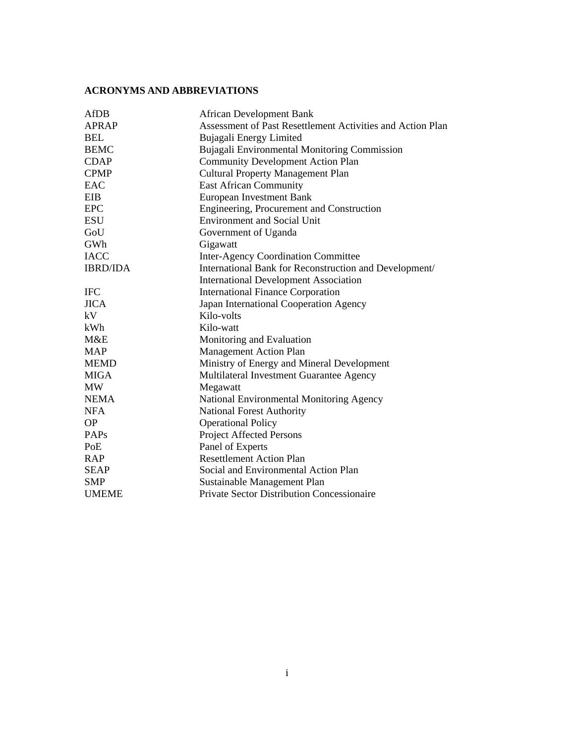## ACRONYMS AND ABBREVIATIONS

| | |
|---|---|
| AfDB | African Development Bank |
| APRAP | Assessment of Past Resettlement Activities and Action Plan |
| BEL | Bujagali Energy Limited |
| BEMC | Bujagali Environmental Monitoring Commission |
| CDAP | Community Development Action Plan |
| CPMP | Cultural Property Management Plan |
| EAC | East African Community |
| EIB | European Investment Bank |
| EPC | Engineering, Procurement and Construction |
| ESU | Environment and Social Unit |
| GoU | Government of Uganda |
| GWh | Gigawatt |
| IACC | Inter-Agency Coordination Committee |
| IBRD/IDA | International Bank for Reconstruction and Development/ International Development Association |
| IFC | International Finance Corporation |
| JICA | Japan International Cooperation Agency |
| kV | Kilo-volts |
| kWh | Kilo-watt |
| M&E | Monitoring and Evaluation |
| MAP | Management Action Plan |
| MEMD | Ministry of Energy and Mineral Development |
| MIGA | Multilateral Investment Guarantee Agency |
| MW | Megawatt |
| NEMA | National Environmental Monitoring Agency |
| NFA | National Forest Authority |
| OP | Operational Policy |
| PAPs | Project Affected Persons |
| PoE | Panel of Experts |
| RAP | Resettlement Action Plan |
| SEAP | Social and Environmental Action Plan |
| SMP | Sustainable Management Plan |
| UMEME | Private Sector Distribution Concessionaire |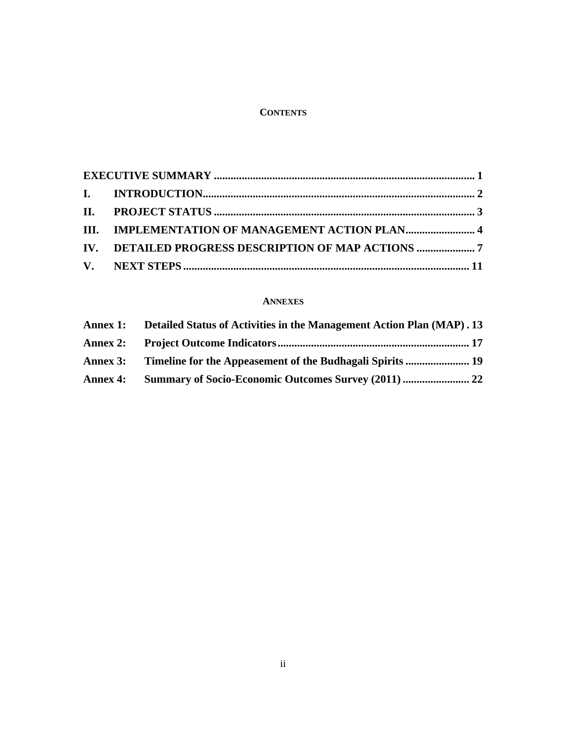**CONTENTS**

**EXECUTIVE SUMMARY** ............................................................................................. 1

**I. INTRODUCTION**................................................................................................. 2

**II. PROJECT STATUS** ............................................................................................ 3

**III. IMPLEMENTATION OF MANAGEMENT ACTION PLAN**......................... 4

**IV. DETAILED PROGRESS DESCRIPTION OF MAP ACTIONS** ..................... 7

**V. NEXT STEPS** ...................................................................................................... 11

**ANNEXES**

**Annex 1: Detailed Status of Activities in the Management Action Plan (MAP) . 13**

**Annex 2: Project Outcome Indicators**.................................................................... 17

**Annex 3: Timeline for the Appeasement of the Budhagali Spirits** ....................... 19

**Annex 4: Summary of Socio-Economic Outcomes Survey (2011)** ........................ 22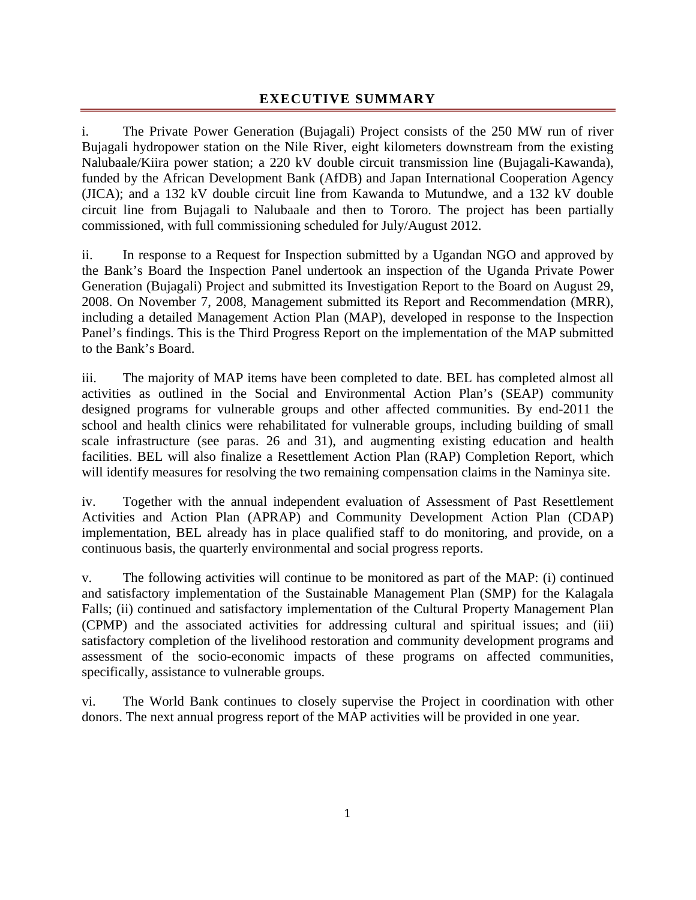# EXECUTIVE SUMMARY

i. The Private Power Generation (Bujagali) Project consists of the 250 MW run of river Bujagali hydropower station on the Nile River, eight kilometers downstream from the existing Nalubaale/Kiira power station; a 220 kV double circuit transmission line (Bujagali-Kawanda), funded by the African Development Bank (AfDB) and Japan International Cooperation Agency (JICA); and a 132 kV double circuit line from Kawanda to Mutundwe, and a 132 kV double circuit line from Bujagali to Nalubaale and then to Tororo. The project has been partially commissioned, with full commissioning scheduled for July/August 2012.

ii. In response to a Request for Inspection submitted by a Ugandan NGO and approved by the Bank's Board the Inspection Panel undertook an inspection of the Uganda Private Power Generation (Bujagali) Project and submitted its Investigation Report to the Board on August 29, 2008. On November 7, 2008, Management submitted its Report and Recommendation (MRR), including a detailed Management Action Plan (MAP), developed in response to the Inspection Panel's findings. This is the Third Progress Report on the implementation of the MAP submitted to the Bank's Board.

iii. The majority of MAP items have been completed to date. BEL has completed almost all activities as outlined in the Social and Environmental Action Plan's (SEAP) community designed programs for vulnerable groups and other affected communities. By end-2011 the school and health clinics were rehabilitated for vulnerable groups, including building of small scale infrastructure (see paras. 26 and 31), and augmenting existing education and health facilities. BEL will also finalize a Resettlement Action Plan (RAP) Completion Report, which will identify measures for resolving the two remaining compensation claims in the Naminya site.

iv. Together with the annual independent evaluation of Assessment of Past Resettlement Activities and Action Plan (APRAP) and Community Development Action Plan (CDAP) implementation, BEL already has in place qualified staff to do monitoring, and provide, on a continuous basis, the quarterly environmental and social progress reports.

v. The following activities will continue to be monitored as part of the MAP: (i) continued and satisfactory implementation of the Sustainable Management Plan (SMP) for the Kalagala Falls; (ii) continued and satisfactory implementation of the Cultural Property Management Plan (CPMP) and the associated activities for addressing cultural and spiritual issues; and (iii) satisfactory completion of the livelihood restoration and community development programs and assessment of the socio-economic impacts of these programs on affected communities, specifically, assistance to vulnerable groups.

vi. The World Bank continues to closely supervise the Project in coordination with other donors. The next annual progress report of the MAP activities will be provided in one year.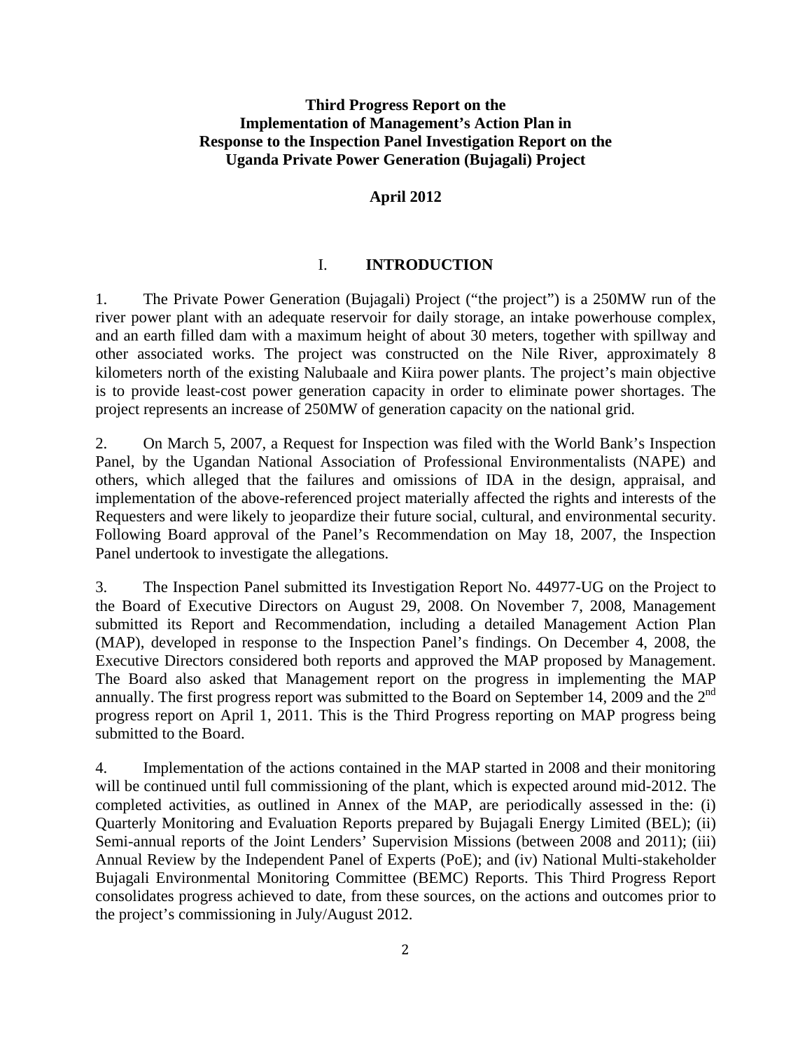**Third Progress Report on the Implementation of Management's Action Plan in Response to the Inspection Panel Investigation Report on the Uganda Private Power Generation (Bujagali) Project**

**April 2012**

# I. INTRODUCTION

1. The Private Power Generation (Bujagali) Project ("the project") is a 250MW run of the river power plant with an adequate reservoir for daily storage, an intake powerhouse complex, and an earth filled dam with a maximum height of about 30 meters, together with spillway and other associated works. The project was constructed on the Nile River, approximately 8 kilometers north of the existing Nalubaale and Kiira power plants. The project's main objective is to provide least-cost power generation capacity in order to eliminate power shortages. The project represents an increase of 250MW of generation capacity on the national grid.

2. On March 5, 2007, a Request for Inspection was filed with the World Bank's Inspection Panel, by the Ugandan National Association of Professional Environmentalists (NAPE) and others, which alleged that the failures and omissions of IDA in the design, appraisal, and implementation of the above-referenced project materially affected the rights and interests of the Requesters and were likely to jeopardize their future social, cultural, and environmental security. Following Board approval of the Panel's Recommendation on May 18, 2007, the Inspection Panel undertook to investigate the allegations.

3. The Inspection Panel submitted its Investigation Report No. 44977-UG on the Project to the Board of Executive Directors on August 29, 2008. On November 7, 2008, Management submitted its Report and Recommendation, including a detailed Management Action Plan (MAP), developed in response to the Inspection Panel's findings. On December 4, 2008, the Executive Directors considered both reports and approved the MAP proposed by Management. The Board also asked that Management report on the progress in implementing the MAP annually. The first progress report was submitted to the Board on September 14, 2009 and the 2nd progress report on April 1, 2011. This is the Third Progress reporting on MAP progress being submitted to the Board.

4. Implementation of the actions contained in the MAP started in 2008 and their monitoring will be continued until full commissioning of the plant, which is expected around mid-2012. The completed activities, as outlined in Annex of the MAP, are periodically assessed in the: (i) Quarterly Monitoring and Evaluation Reports prepared by Bujagali Energy Limited (BEL); (ii) Semi-annual reports of the Joint Lenders' Supervision Missions (between 2008 and 2011); (iii) Annual Review by the Independent Panel of Experts (PoE); and (iv) National Multi-stakeholder Bujagali Environmental Monitoring Committee (BEMC) Reports. This Third Progress Report consolidates progress achieved to date, from these sources, on the actions and outcomes prior to the project's commissioning in July/August 2012.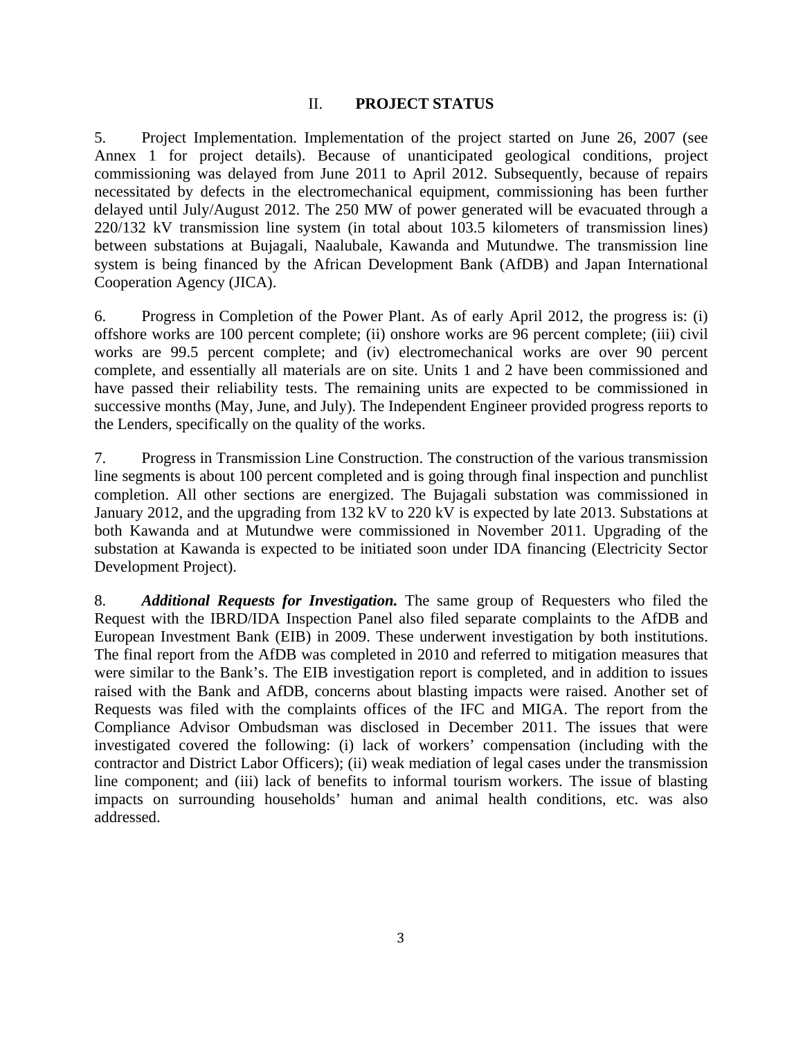## II. **PROJECT STATUS**

5. Project Implementation. Implementation of the project started on June 26, 2007 (see Annex 1 for project details). Because of unanticipated geological conditions, project commissioning was delayed from June 2011 to April 2012. Subsequently, because of repairs necessitated by defects in the electromechanical equipment, commissioning has been further delayed until July/August 2012. The 250 MW of power generated will be evacuated through a 220/132 kV transmission line system (in total about 103.5 kilometers of transmission lines) between substations at Bujagali, Naalubale, Kawanda and Mutundwe. The transmission line system is being financed by the African Development Bank (AfDB) and Japan International Cooperation Agency (JICA).

6. Progress in Completion of the Power Plant. As of early April 2012, the progress is: (i) offshore works are 100 percent complete; (ii) onshore works are 96 percent complete; (iii) civil works are 99.5 percent complete; and (iv) electromechanical works are over 90 percent complete, and essentially all materials are on site. Units 1 and 2 have been commissioned and have passed their reliability tests. The remaining units are expected to be commissioned in successive months (May, June, and July). The Independent Engineer provided progress reports to the Lenders, specifically on the quality of the works.

7. Progress in Transmission Line Construction. The construction of the various transmission line segments is about 100 percent completed and is going through final inspection and punchlist completion. All other sections are energized. The Bujagali substation was commissioned in January 2012, and the upgrading from 132 kV to 220 kV is expected by late 2013. Substations at both Kawanda and at Mutundwe were commissioned in November 2011. Upgrading of the substation at Kawanda is expected to be initiated soon under IDA financing (Electricity Sector Development Project).

8. ***Additional Requests for Investigation.*** The same group of Requesters who filed the Request with the IBRD/IDA Inspection Panel also filed separate complaints to the AfDB and European Investment Bank (EIB) in 2009. These underwent investigation by both institutions. The final report from the AfDB was completed in 2010 and referred to mitigation measures that were similar to the Bank's. The EIB investigation report is completed, and in addition to issues raised with the Bank and AfDB, concerns about blasting impacts were raised. Another set of Requests was filed with the complaints offices of the IFC and MIGA. The report from the Compliance Advisor Ombudsman was disclosed in December 2011. The issues that were investigated covered the following: (i) lack of workers' compensation (including with the contractor and District Labor Officers); (ii) weak mediation of legal cases under the transmission line component; and (iii) lack of benefits to informal tourism workers. The issue of blasting impacts on surrounding households' human and animal health conditions, etc. was also addressed.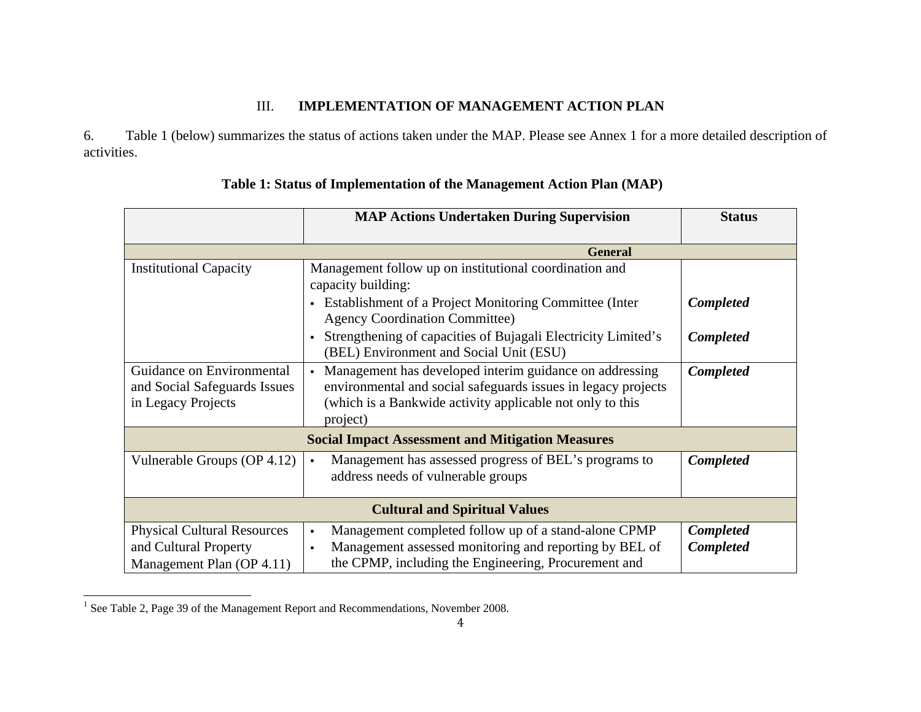## III. IMPLEMENTATION OF MANAGEMENT ACTION PLAN

6. Table 1 (below) summarizes the status of actions taken under the MAP. Please see Annex 1 for a more detailed description of activities.

**Table 1: Status of Implementation of the Management Action Plan (MAP)**

| | MAP Actions Undertaken During Supervision | Status |
|---|---|---|
| **General** | | |
| Institutional Capacity | Management follow up on institutional coordination and capacity building: | |
| | ▪ Establishment of a Project Monitoring Committee (Inter Agency Coordination Committee) | ***Completed*** |
| | ▪ Strengthening of capacities of Bujagali Electricity Limited's (BEL) Environment and Social Unit (ESU) | ***Completed*** |
| Guidance on Environmental and Social Safeguards Issues in Legacy Projects | ▪ Management has developed interim guidance on addressing environmental and social safeguards issues in legacy projects (which is a Bankwide activity applicable not only to this project) | ***Completed*** |
| **Social Impact Assessment and Mitigation Measures** | | |
| Vulnerable Groups (OP 4.12) | ▪ Management has assessed progress of BEL's programs to address needs of vulnerable groups | ***Completed*** |
| **Cultural and Spiritual Values** | | |
| Physical Cultural Resources and Cultural Property Management Plan (OP 4.11) | ▪ Management completed follow up of a stand-alone CPMP<br>▪ Management assessed monitoring and reporting by BEL of the CPMP, including the Engineering, Procurement and | ***Completed***<br>***Completed*** |

[1] See Table 2, Page 39 of the Management Report and Recommendations, November 2008.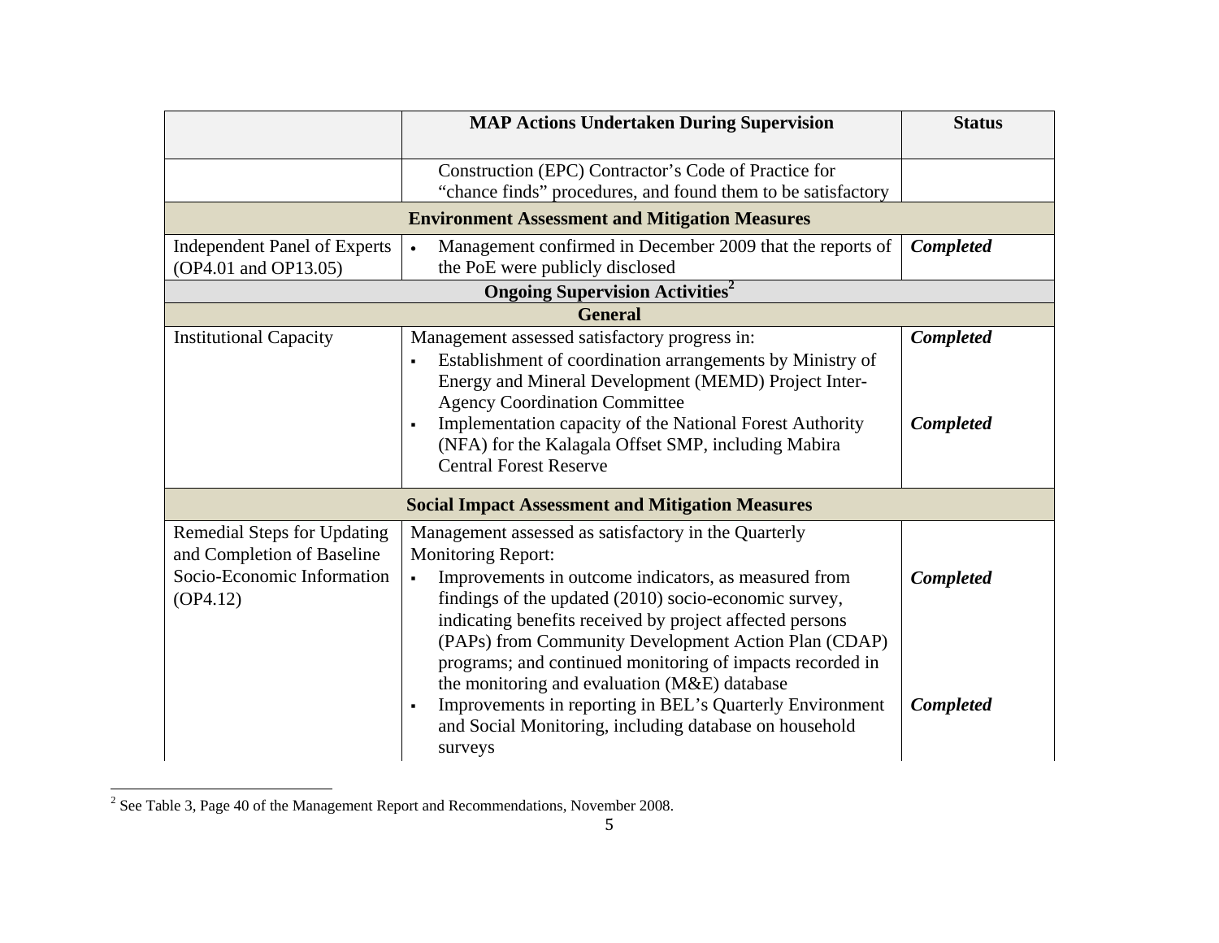| | MAP Actions Undertaken During Supervision | Status |
|---|---|---|
| | Construction (EPC) Contractor's Code of Practice for "chance finds" procedures, and found them to be satisfactory | |
| **Environment Assessment and Mitigation Measures** | | |
| Independent Panel of Experts (OP4.01 and OP13.05) | • Management confirmed in December 2009 that the reports of the PoE were publicly disclosed | ***Completed*** |
| **Ongoing Supervision Activities[2]** | | |
| **General** | | |
| Institutional Capacity | Management assessed satisfactory progress in:<br>▪ Establishment of coordination arrangements by Ministry of Energy and Mineral Development (MEMD) Project Inter-Agency Coordination Committee<br>▪ Implementation capacity of the National Forest Authority (NFA) for the Kalagala Offset SMP, including Mabira Central Forest Reserve | ***Completed***<br><br>***Completed*** |
| **Social Impact Assessment and Mitigation Measures** | | |
| Remedial Steps for Updating and Completion of Baseline Socio-Economic Information (OP4.12) | Management assessed as satisfactory in the Quarterly Monitoring Report:<br>▪ Improvements in outcome indicators, as measured from findings of the updated (2010) socio-economic survey, indicating benefits received by project affected persons (PAPs) from Community Development Action Plan (CDAP) programs; and continued monitoring of impacts recorded in the monitoring and evaluation (M&E) database<br>▪ Improvements in reporting in BEL's Quarterly Environment and Social Monitoring, including database on household surveys | ***Completed***<br><br>***Completed*** |

[2] See Table 3, Page 40 of the Management Report and Recommendations, November 2008.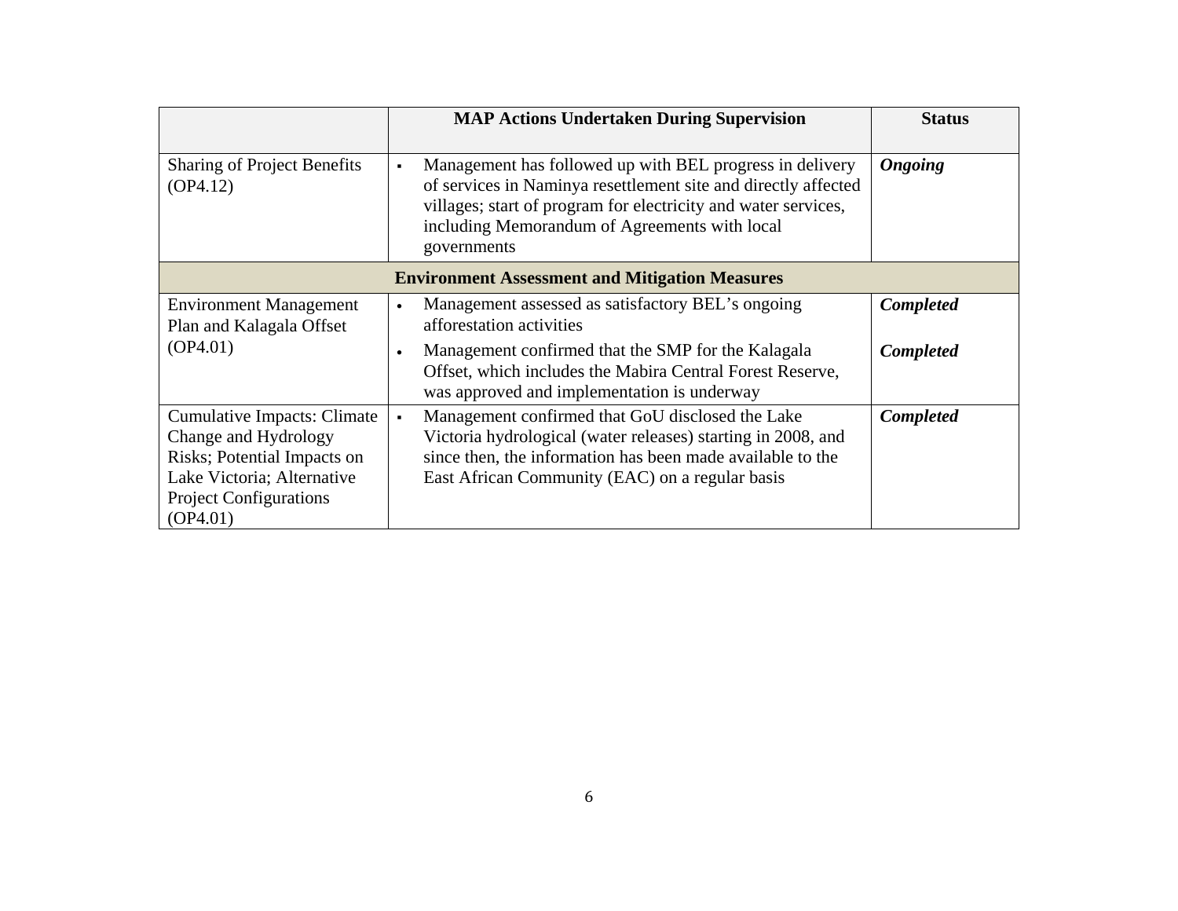| | MAP Actions Undertaken During Supervision | Status |
|---|---|---|
| Sharing of Project Benefits (OP4.12) | ▪ Management has followed up with BEL progress in delivery of services in Naminya resettlement site and directly affected villages; start of program for electricity and water services, including Memorandum of Agreements with local governments | ***Ongoing*** |
| **Environment Assessment and Mitigation Measures** | | |
| Environment Management Plan and Kalagala Offset (OP4.01) | • Management assessed as satisfactory BEL's ongoing afforestation activities<br>• Management confirmed that the SMP for the Kalagala Offset, which includes the Mabira Central Forest Reserve, was approved and implementation is underway | ***Completed***<br>***Completed*** |
| Cumulative Impacts: Climate Change and Hydrology Risks; Potential Impacts on Lake Victoria; Alternative Project Configurations (OP4.01) | ▪ Management confirmed that GoU disclosed the Lake Victoria hydrological (water releases) starting in 2008, and since then, the information has been made available to the East African Community (EAC) on a regular basis | ***Completed*** |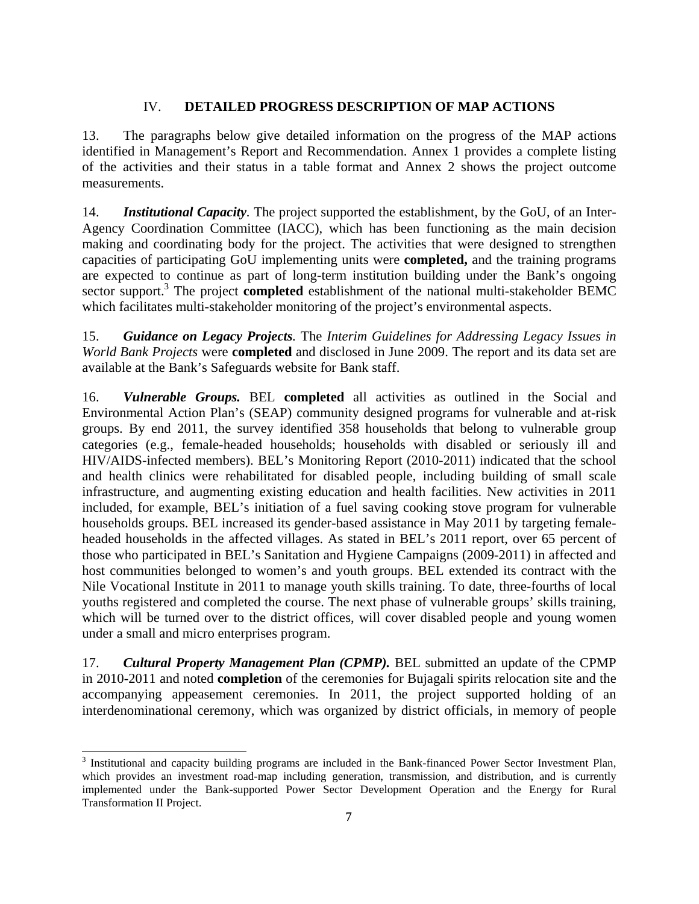## IV. DETAILED PROGRESS DESCRIPTION OF MAP ACTIONS

13. The paragraphs below give detailed information on the progress of the MAP actions identified in Management's Report and Recommendation. Annex 1 provides a complete listing of the activities and their status in a table format and Annex 2 shows the project outcome measurements.

14. ***Institutional Capacity***. The project supported the establishment, by the GoU, of an Inter-Agency Coordination Committee (IACC), which has been functioning as the main decision making and coordinating body for the project. The activities that were designed to strengthen capacities of participating GoU implementing units were **completed,** and the training programs are expected to continue as part of long-term institution building under the Bank's ongoing sector support.[3] The project **completed** establishment of the national multi-stakeholder BEMC which facilitates multi-stakeholder monitoring of the project's environmental aspects.

15. ***Guidance on Legacy Projects***. The *Interim Guidelines for Addressing Legacy Issues in World Bank Projects* were **completed** and disclosed in June 2009. The report and its data set are available at the Bank's Safeguards website for Bank staff.

16. ***Vulnerable Groups.*** BEL **completed** all activities as outlined in the Social and Environmental Action Plan's (SEAP) community designed programs for vulnerable and at-risk groups. By end 2011, the survey identified 358 households that belong to vulnerable group categories (e.g., female-headed households; households with disabled or seriously ill and HIV/AIDS-infected members). BEL's Monitoring Report (2010-2011) indicated that the school and health clinics were rehabilitated for disabled people, including building of small scale infrastructure, and augmenting existing education and health facilities. New activities in 2011 included, for example, BEL's initiation of a fuel saving cooking stove program for vulnerable households groups. BEL increased its gender-based assistance in May 2011 by targeting female-headed households in the affected villages. As stated in BEL's 2011 report, over 65 percent of those who participated in BEL's Sanitation and Hygiene Campaigns (2009-2011) in affected and host communities belonged to women's and youth groups. BEL extended its contract with the Nile Vocational Institute in 2011 to manage youth skills training. To date, three-fourths of local youths registered and completed the course. The next phase of vulnerable groups' skills training, which will be turned over to the district offices, will cover disabled people and young women under a small and micro enterprises program.

17. ***Cultural Property Management Plan (CPMP).*** BEL submitted an update of the CPMP in 2010-2011 and noted **completion** of the ceremonies for Bujagali spirits relocation site and the accompanying appeasement ceremonies. In 2011, the project supported holding of an interdenominational ceremony, which was organized by district officials, in memory of people

[3] Institutional and capacity building programs are included in the Bank-financed Power Sector Investment Plan, which provides an investment road-map including generation, transmission, and distribution, and is currently implemented under the Bank-supported Power Sector Development Operation and the Energy for Rural Transformation II Project.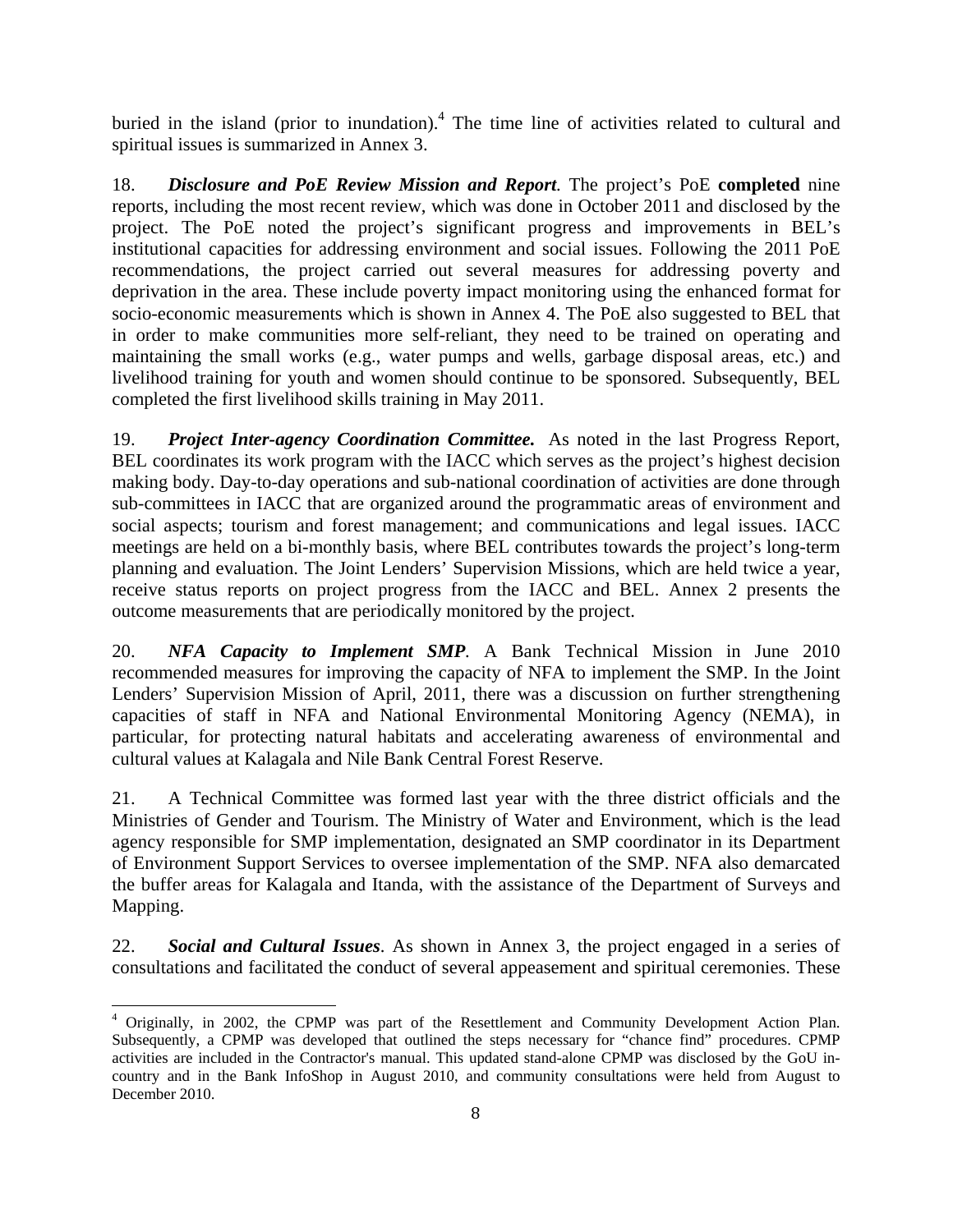buried in the island (prior to inundation).[4] The time line of activities related to cultural and spiritual issues is summarized in Annex 3.

18. ***Disclosure and PoE Review Mission and Report***. The project's PoE **completed** nine reports, including the most recent review, which was done in October 2011 and disclosed by the project. The PoE noted the project's significant progress and improvements in BEL's institutional capacities for addressing environment and social issues. Following the 2011 PoE recommendations, the project carried out several measures for addressing poverty and deprivation in the area. These include poverty impact monitoring using the enhanced format for socio-economic measurements which is shown in Annex 4. The PoE also suggested to BEL that in order to make communities more self-reliant, they need to be trained on operating and maintaining the small works (e.g., water pumps and wells, garbage disposal areas, etc.) and livelihood training for youth and women should continue to be sponsored. Subsequently, BEL completed the first livelihood skills training in May 2011.

19. ***Project Inter-agency Coordination Committee.*** As noted in the last Progress Report, BEL coordinates its work program with the IACC which serves as the project's highest decision making body. Day-to-day operations and sub-national coordination of activities are done through sub-committees in IACC that are organized around the programmatic areas of environment and social aspects; tourism and forest management; and communications and legal issues. IACC meetings are held on a bi-monthly basis, where BEL contributes towards the project's long-term planning and evaluation. The Joint Lenders' Supervision Missions, which are held twice a year, receive status reports on project progress from the IACC and BEL. Annex 2 presents the outcome measurements that are periodically monitored by the project.

20. ***NFA Capacity to Implement SMP***. A Bank Technical Mission in June 2010 recommended measures for improving the capacity of NFA to implement the SMP. In the Joint Lenders' Supervision Mission of April, 2011, there was a discussion on further strengthening capacities of staff in NFA and National Environmental Monitoring Agency (NEMA), in particular, for protecting natural habitats and accelerating awareness of environmental and cultural values at Kalagala and Nile Bank Central Forest Reserve.

21. A Technical Committee was formed last year with the three district officials and the Ministries of Gender and Tourism. The Ministry of Water and Environment, which is the lead agency responsible for SMP implementation, designated an SMP coordinator in its Department of Environment Support Services to oversee implementation of the SMP. NFA also demarcated the buffer areas for Kalagala and Itanda, with the assistance of the Department of Surveys and Mapping.

22. ***Social and Cultural Issues***. As shown in Annex 3, the project engaged in a series of consultations and facilitated the conduct of several appeasement and spiritual ceremonies. These

[4] Originally, in 2002, the CPMP was part of the Resettlement and Community Development Action Plan. Subsequently, a CPMP was developed that outlined the steps necessary for "chance find" procedures. CPMP activities are included in the Contractor's manual. This updated stand-alone CPMP was disclosed by the GoU in-country and in the Bank InfoShop in August 2010, and community consultations were held from August to December 2010.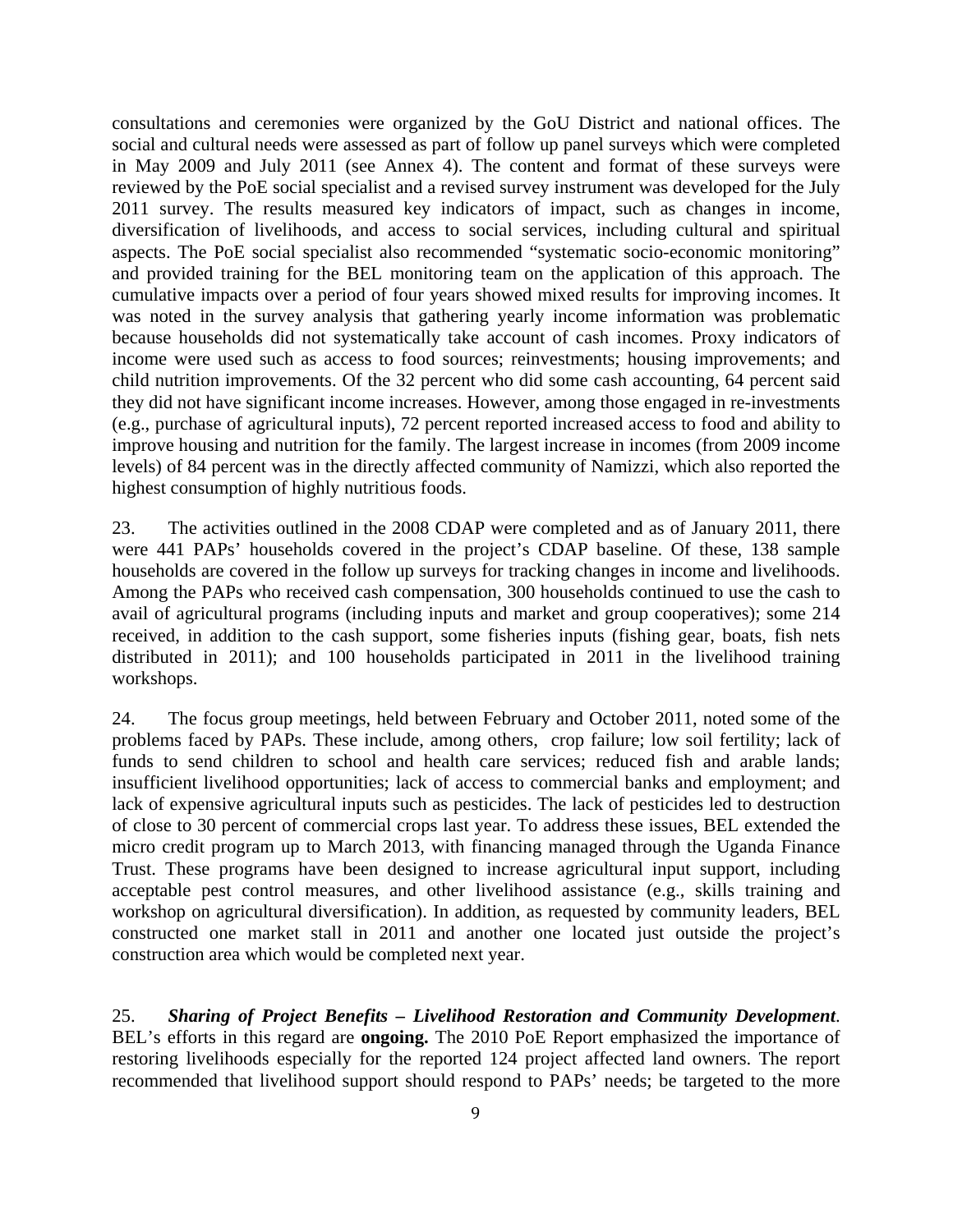consultations and ceremonies were organized by the GoU District and national offices. The social and cultural needs were assessed as part of follow up panel surveys which were completed in May 2009 and July 2011 (see Annex 4). The content and format of these surveys were reviewed by the PoE social specialist and a revised survey instrument was developed for the July 2011 survey. The results measured key indicators of impact, such as changes in income, diversification of livelihoods, and access to social services, including cultural and spiritual aspects. The PoE social specialist also recommended "systematic socio-economic monitoring" and provided training for the BEL monitoring team on the application of this approach. The cumulative impacts over a period of four years showed mixed results for improving incomes. It was noted in the survey analysis that gathering yearly income information was problematic because households did not systematically take account of cash incomes. Proxy indicators of income were used such as access to food sources; reinvestments; housing improvements; and child nutrition improvements. Of the 32 percent who did some cash accounting, 64 percent said they did not have significant income increases. However, among those engaged in re-investments (e.g., purchase of agricultural inputs), 72 percent reported increased access to food and ability to improve housing and nutrition for the family. The largest increase in incomes (from 2009 income levels) of 84 percent was in the directly affected community of Namizzi, which also reported the highest consumption of highly nutritious foods.

23. The activities outlined in the 2008 CDAP were completed and as of January 2011, there were 441 PAPs' households covered in the project's CDAP baseline. Of these, 138 sample households are covered in the follow up surveys for tracking changes in income and livelihoods. Among the PAPs who received cash compensation, 300 households continued to use the cash to avail of agricultural programs (including inputs and market and group cooperatives); some 214 received, in addition to the cash support, some fisheries inputs (fishing gear, boats, fish nets distributed in 2011); and 100 households participated in 2011 in the livelihood training workshops.

24. The focus group meetings, held between February and October 2011, noted some of the problems faced by PAPs. These include, among others, crop failure; low soil fertility; lack of funds to send children to school and health care services; reduced fish and arable lands; insufficient livelihood opportunities; lack of access to commercial banks and employment; and lack of expensive agricultural inputs such as pesticides. The lack of pesticides led to destruction of close to 30 percent of commercial crops last year. To address these issues, BEL extended the micro credit program up to March 2013, with financing managed through the Uganda Finance Trust. These programs have been designed to increase agricultural input support, including acceptable pest control measures, and other livelihood assistance (e.g., skills training and workshop on agricultural diversification). In addition, as requested by community leaders, BEL constructed one market stall in 2011 and another one located just outside the project's construction area which would be completed next year.

25. ***Sharing of Project Benefits – Livelihood Restoration and Community Development***. BEL's efforts in this regard are **ongoing.** The 2010 PoE Report emphasized the importance of restoring livelihoods especially for the reported 124 project affected land owners. The report recommended that livelihood support should respond to PAPs' needs; be targeted to the more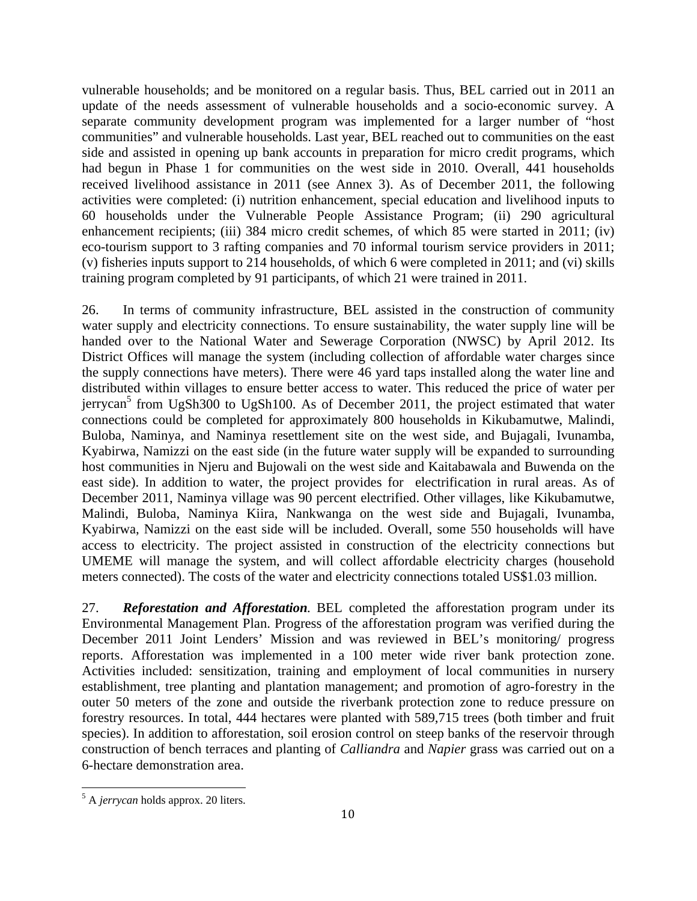vulnerable households; and be monitored on a regular basis. Thus, BEL carried out in 2011 an update of the needs assessment of vulnerable households and a socio-economic survey. A separate community development program was implemented for a larger number of "host communities" and vulnerable households. Last year, BEL reached out to communities on the east side and assisted in opening up bank accounts in preparation for micro credit programs, which had begun in Phase 1 for communities on the west side in 2010. Overall, 441 households received livelihood assistance in 2011 (see Annex 3). As of December 2011, the following activities were completed: (i) nutrition enhancement, special education and livelihood inputs to 60 households under the Vulnerable People Assistance Program; (ii) 290 agricultural enhancement recipients; (iii) 384 micro credit schemes, of which 85 were started in 2011; (iv) eco-tourism support to 3 rafting companies and 70 informal tourism service providers in 2011; (v) fisheries inputs support to 214 households, of which 6 were completed in 2011; and (vi) skills training program completed by 91 participants, of which 21 were trained in 2011.

26. In terms of community infrastructure, BEL assisted in the construction of community water supply and electricity connections. To ensure sustainability, the water supply line will be handed over to the National Water and Sewerage Corporation (NWSC) by April 2012. Its District Offices will manage the system (including collection of affordable water charges since the supply connections have meters). There were 46 yard taps installed along the water line and distributed within villages to ensure better access to water. This reduced the price of water per jerrycan[5] from UgSh300 to UgSh100. As of December 2011, the project estimated that water connections could be completed for approximately 800 households in Kikubamutwe, Malindi, Buloba, Naminya, and Naminya resettlement site on the west side, and Bujagali, Ivunamba, Kyabirwa, Namizzi on the east side (in the future water supply will be expanded to surrounding host communities in Njeru and Bujowali on the west side and Kaitabawala and Buwenda on the east side). In addition to water, the project provides for electrification in rural areas. As of December 2011, Naminya village was 90 percent electrified. Other villages, like Kikubamutwe, Malindi, Buloba, Naminya Kiira, Nankwanga on the west side and Bujagali, Ivunamba, Kyabirwa, Namizzi on the east side will be included. Overall, some 550 households will have access to electricity. The project assisted in construction of the electricity connections but UMEME will manage the system, and will collect affordable electricity charges (household meters connected). The costs of the water and electricity connections totaled US$1.03 million.

27. ***Reforestation and Afforestation***. BEL completed the afforestation program under its Environmental Management Plan. Progress of the afforestation program was verified during the December 2011 Joint Lenders' Mission and was reviewed in BEL's monitoring/ progress reports. Afforestation was implemented in a 100 meter wide river bank protection zone. Activities included: sensitization, training and employment of local communities in nursery establishment, tree planting and plantation management; and promotion of agro-forestry in the outer 50 meters of the zone and outside the riverbank protection zone to reduce pressure on forestry resources. In total, 444 hectares were planted with 589,715 trees (both timber and fruit species). In addition to afforestation, soil erosion control on steep banks of the reservoir through construction of bench terraces and planting of *Calliandra* and *Napier* grass was carried out on a 6-hectare demonstration area.

[5] A *jerrycan* holds approx. 20 liters.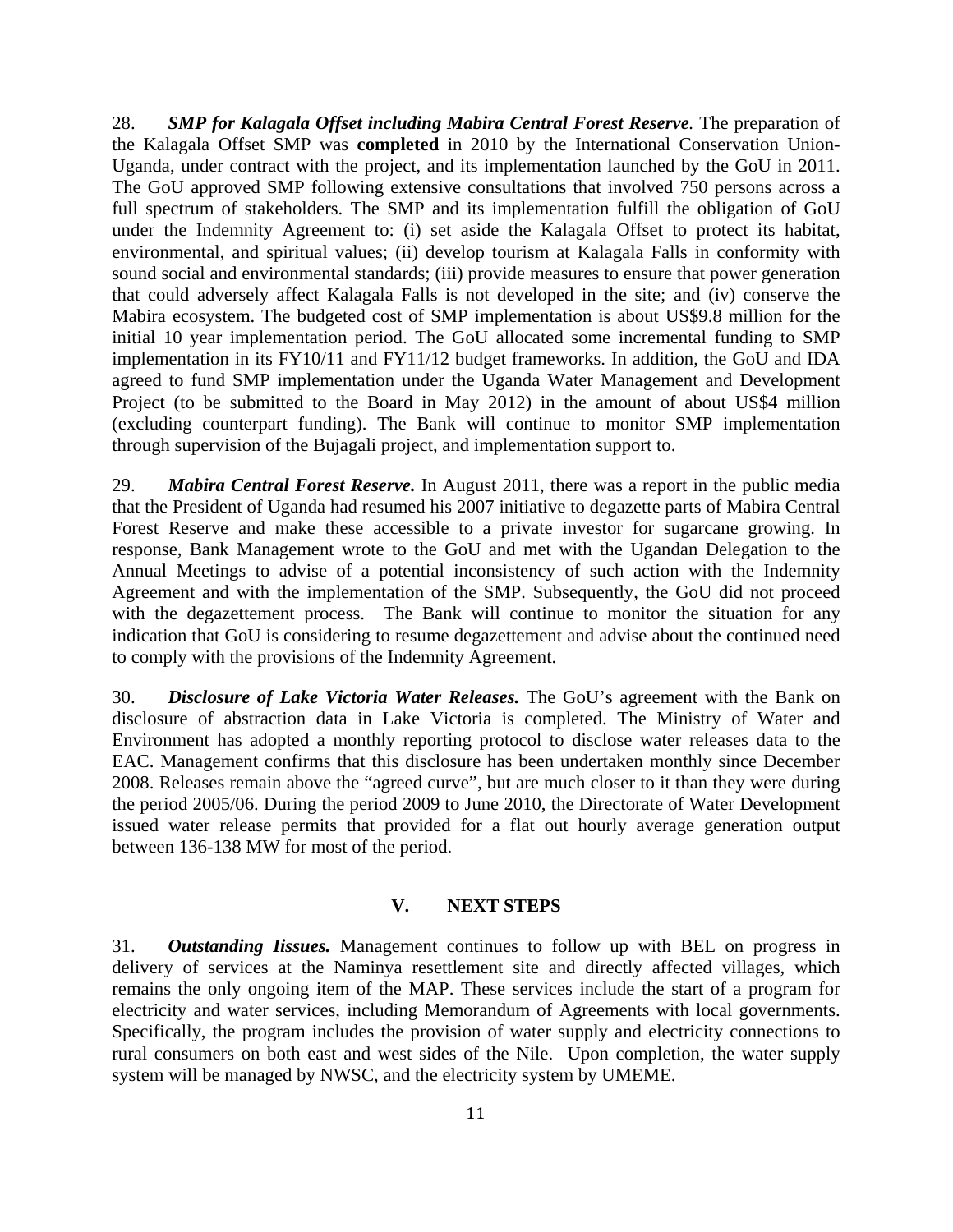28. ***SMP for Kalagala Offset including Mabira Central Forest Reserve***. The preparation of the Kalagala Offset SMP was **completed** in 2010 by the International Conservation Union-Uganda, under contract with the project, and its implementation launched by the GoU in 2011. The GoU approved SMP following extensive consultations that involved 750 persons across a full spectrum of stakeholders. The SMP and its implementation fulfill the obligation of GoU under the Indemnity Agreement to: (i) set aside the Kalagala Offset to protect its habitat, environmental, and spiritual values; (ii) develop tourism at Kalagala Falls in conformity with sound social and environmental standards; (iii) provide measures to ensure that power generation that could adversely affect Kalagala Falls is not developed in the site; and (iv) conserve the Mabira ecosystem. The budgeted cost of SMP implementation is about US$9.8 million for the initial 10 year implementation period. The GoU allocated some incremental funding to SMP implementation in its FY10/11 and FY11/12 budget frameworks. In addition, the GoU and IDA agreed to fund SMP implementation under the Uganda Water Management and Development Project (to be submitted to the Board in May 2012) in the amount of about US$4 million (excluding counterpart funding). The Bank will continue to monitor SMP implementation through supervision of the Bujagali project, and implementation support to.

29. ***Mabira Central Forest Reserve.*** In August 2011, there was a report in the public media that the President of Uganda had resumed his 2007 initiative to degazette parts of Mabira Central Forest Reserve and make these accessible to a private investor for sugarcane growing. In response, Bank Management wrote to the GoU and met with the Ugandan Delegation to the Annual Meetings to advise of a potential inconsistency of such action with the Indemnity Agreement and with the implementation of the SMP. Subsequently, the GoU did not proceed with the degazettement process. The Bank will continue to monitor the situation for any indication that GoU is considering to resume degazettement and advise about the continued need to comply with the provisions of the Indemnity Agreement.

30. ***Disclosure of Lake Victoria Water Releases.*** The GoU's agreement with the Bank on disclosure of abstraction data in Lake Victoria is completed. The Ministry of Water and Environment has adopted a monthly reporting protocol to disclose water releases data to the EAC. Management confirms that this disclosure has been undertaken monthly since December 2008. Releases remain above the "agreed curve", but are much closer to it than they were during the period 2005/06. During the period 2009 to June 2010, the Directorate of Water Development issued water release permits that provided for a flat out hourly average generation output between 136-138 MW for most of the period.

## V. NEXT STEPS

31. ***Outstanding Iissues.*** Management continues to follow up with BEL on progress in delivery of services at the Naminya resettlement site and directly affected villages, which remains the only ongoing item of the MAP. These services include the start of a program for electricity and water services, including Memorandum of Agreements with local governments. Specifically, the program includes the provision of water supply and electricity connections to rural consumers on both east and west sides of the Nile. Upon completion, the water supply system will be managed by NWSC, and the electricity system by UMEME.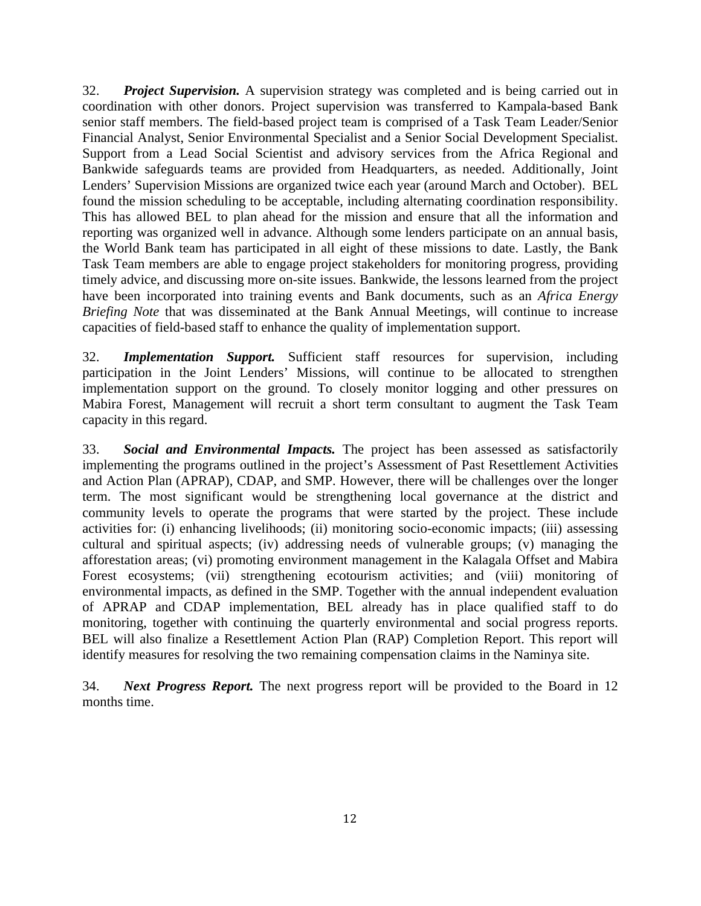32. ***Project Supervision.*** A supervision strategy was completed and is being carried out in coordination with other donors. Project supervision was transferred to Kampala-based Bank senior staff members. The field-based project team is comprised of a Task Team Leader/Senior Financial Analyst, Senior Environmental Specialist and a Senior Social Development Specialist. Support from a Lead Social Scientist and advisory services from the Africa Regional and Bankwide safeguards teams are provided from Headquarters, as needed. Additionally, Joint Lenders' Supervision Missions are organized twice each year (around March and October). BEL found the mission scheduling to be acceptable, including alternating coordination responsibility. This has allowed BEL to plan ahead for the mission and ensure that all the information and reporting was organized well in advance. Although some lenders participate on an annual basis, the World Bank team has participated in all eight of these missions to date. Lastly, the Bank Task Team members are able to engage project stakeholders for monitoring progress, providing timely advice, and discussing more on-site issues. Bankwide, the lessons learned from the project have been incorporated into training events and Bank documents, such as an *Africa Energy Briefing Note* that was disseminated at the Bank Annual Meetings, will continue to increase capacities of field-based staff to enhance the quality of implementation support.

32. ***Implementation Support.*** Sufficient staff resources for supervision, including participation in the Joint Lenders' Missions, will continue to be allocated to strengthen implementation support on the ground. To closely monitor logging and other pressures on Mabira Forest, Management will recruit a short term consultant to augment the Task Team capacity in this regard.

33. ***Social and Environmental Impacts.*** The project has been assessed as satisfactorily implementing the programs outlined in the project's Assessment of Past Resettlement Activities and Action Plan (APRAP), CDAP, and SMP. However, there will be challenges over the longer term. The most significant would be strengthening local governance at the district and community levels to operate the programs that were started by the project. These include activities for: (i) enhancing livelihoods; (ii) monitoring socio-economic impacts; (iii) assessing cultural and spiritual aspects; (iv) addressing needs of vulnerable groups; (v) managing the afforestation areas; (vi) promoting environment management in the Kalagala Offset and Mabira Forest ecosystems; (vii) strengthening ecotourism activities; and (viii) monitoring of environmental impacts, as defined in the SMP. Together with the annual independent evaluation of APRAP and CDAP implementation, BEL already has in place qualified staff to do monitoring, together with continuing the quarterly environmental and social progress reports. BEL will also finalize a Resettlement Action Plan (RAP) Completion Report. This report will identify measures for resolving the two remaining compensation claims in the Naminya site.

34. ***Next Progress Report.*** The next progress report will be provided to the Board in 12 months time.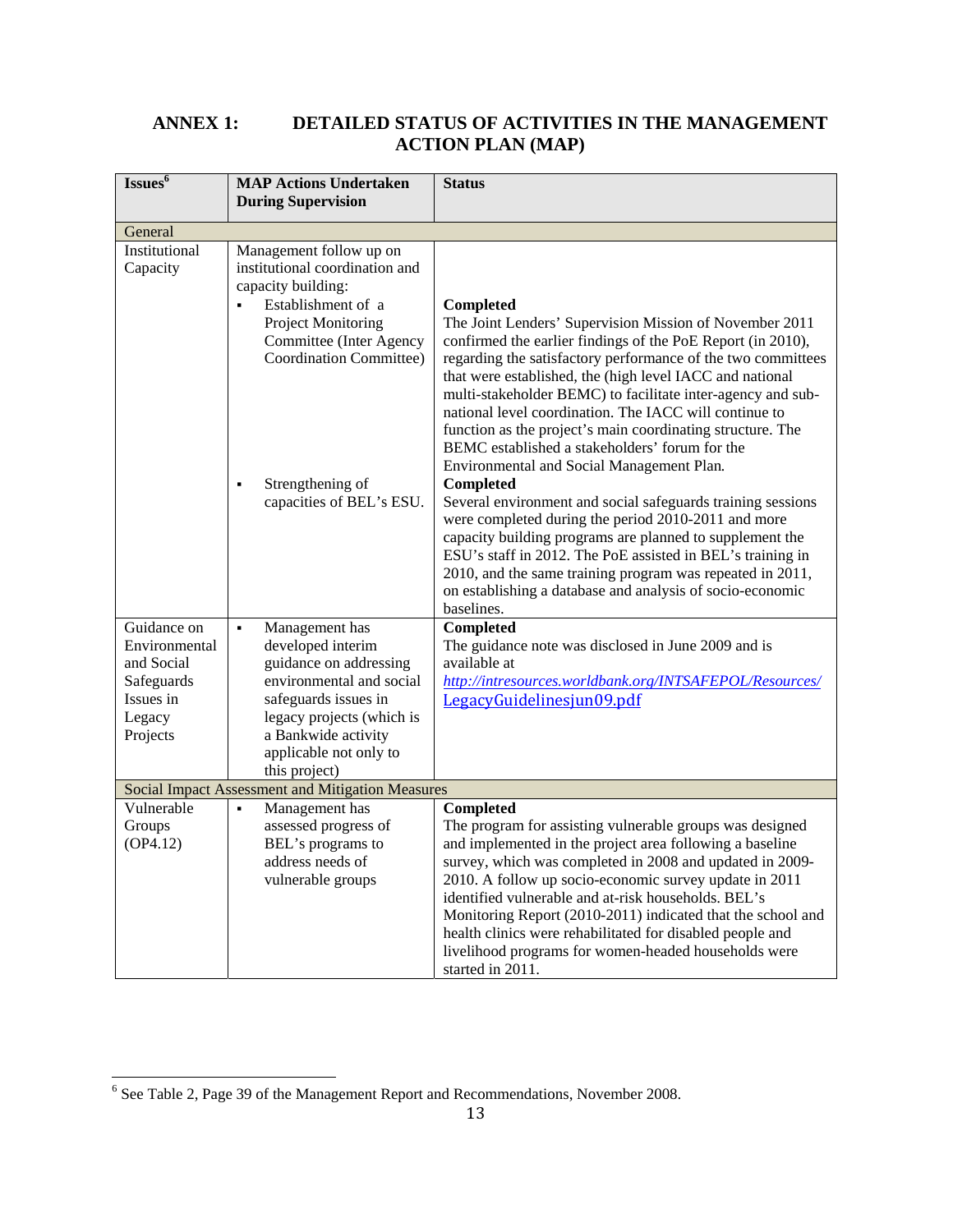## ANNEX 1: DETAILED STATUS OF ACTIVITIES IN THE MANAGEMENT ACTION PLAN (MAP)

| Issues[6] | MAP Actions Undertaken During Supervision | Status |
|---|---|---|
| General | | |
| Institutional Capacity | Management follow up on institutional coordination and capacity building:<br>▪ Establishment of a Project Monitoring Committee (Inter Agency Coordination Committee) | **Completed**<br>The Joint Lenders' Supervision Mission of November 2011 confirmed the earlier findings of the PoE Report (in 2010), regarding the satisfactory performance of the two committees that were established, the (high level IACC and national multi-stakeholder BEMC) to facilitate inter-agency and sub-national level coordination. The IACC will continue to function as the project's main coordinating structure. The BEMC established a stakeholders' forum for the Environmental and Social Management Plan. |
| | ▪ Strengthening of capacities of BEL's ESU. | **Completed**<br>Several environment and social safeguards training sessions were completed during the period 2010-2011 and more capacity building programs are planned to supplement the ESU's staff in 2012. The PoE assisted in BEL's training in 2010, and the same training program was repeated in 2011, on establishing a database and analysis of socio-economic baselines. |
| Guidance on Environmental and Social Safeguards Issues in Legacy Projects | ▪ Management has developed interim guidance on addressing environmental and social safeguards issues in legacy projects (which is a Bankwide activity applicable not only to this project) | **Completed**<br>The guidance note was disclosed in June 2009 and is available at *http://intresources.worldbank.org/INTSAFEPOL/Resources/LegacyGuidelinesjun09.pdf* |
| Social Impact Assessment and Mitigation Measures | | |
| Vulnerable Groups (OP4.12) | ▪ Management has assessed progress of BEL's programs to address needs of vulnerable groups | **Completed**<br>The program for assisting vulnerable groups was designed and implemented in the project area following a baseline survey, which was completed in 2008 and updated in 2009-2010. A follow up socio-economic survey update in 2011 identified vulnerable and at-risk households. BEL's Monitoring Report (2010-2011) indicated that the school and health clinics were rehabilitated for disabled people and livelihood programs for women-headed households were started in 2011. |

[6] See Table 2, Page 39 of the Management Report and Recommendations, November 2008.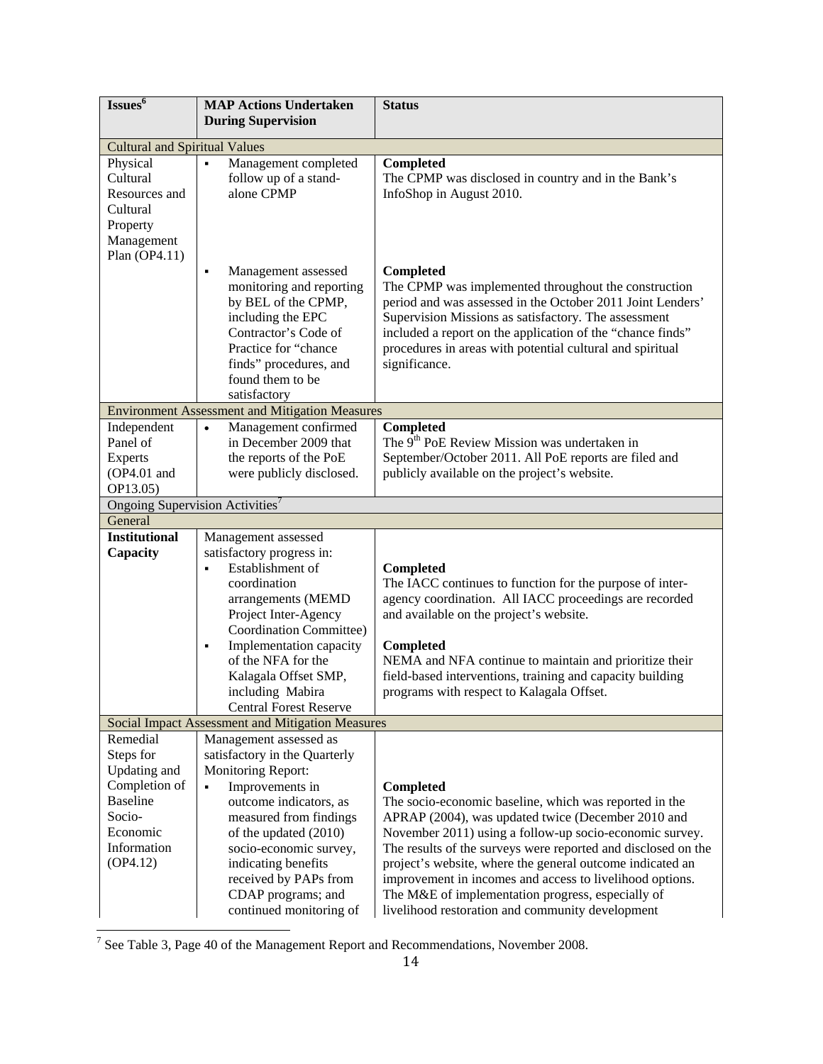| Issues[6] | MAP Actions Undertaken During Supervision | Status |
|---|---|---|
| Cultural and Spiritual Values | | |
| Physical Cultural Resources and Cultural Property Management Plan (OP4.11) | ▪ Management completed follow up of a stand-alone CPMP | **Completed**<br>The CPMP was disclosed in country and in the Bank's InfoShop in August 2010. |
| | ▪ Management assessed monitoring and reporting by BEL of the CPMP, including the EPC Contractor's Code of Practice for "chance finds" procedures, and found them to be satisfactory | **Completed**<br>The CPMP was implemented throughout the construction period and was assessed in the October 2011 Joint Lenders' Supervision Missions as satisfactory. The assessment included a report on the application of the "chance finds" procedures in areas with potential cultural and spiritual significance. |
| Environment Assessment and Mitigation Measures | | |
| Independent Panel of Experts (OP4.01 and OP13.05) | • Management confirmed in December 2009 that the reports of the PoE were publicly disclosed. | **Completed**<br>The 9th PoE Review Mission was undertaken in September/October 2011. All PoE reports are filed and publicly available on the project's website. |
| Ongoing Supervision Activities[7] | | |
| General | | |
| **Institutional Capacity** | Management assessed satisfactory progress in:<br>▪ Establishment of coordination arrangements (MEMD Project Inter-Agency Coordination Committee) | **Completed**<br>The IACC continues to function for the purpose of inter-agency coordination. All IACC proceedings are recorded and available on the project's website. |
| | ▪ Implementation capacity of the NFA for the Kalagala Offset SMP, including Mabira Central Forest Reserve | **Completed**<br>NEMA and NFA continue to maintain and prioritize their field-based interventions, training and capacity building programs with respect to Kalagala Offset. |
| Social Impact Assessment and Mitigation Measures | | |
| Remedial Steps for Updating and Completion of Baseline Socio-Economic Information (OP4.12) | Management assessed as satisfactory in the Quarterly Monitoring Report:<br>▪ Improvements in outcome indicators, as measured from findings of the updated (2010) socio-economic survey, indicating benefits received by PAPs from CDAP programs; and continued monitoring of | **Completed**<br>The socio-economic baseline, which was reported in the APRAP (2004), was updated twice (December 2010 and November 2011) using a follow-up socio-economic survey. The results of the surveys were reported and disclosed on the project's website, where the general outcome indicated an improvement in incomes and access to livelihood options. The M&E of implementation progress, especially of livelihood restoration and community development |

[7] See Table 3, Page 40 of the Management Report and Recommendations, November 2008.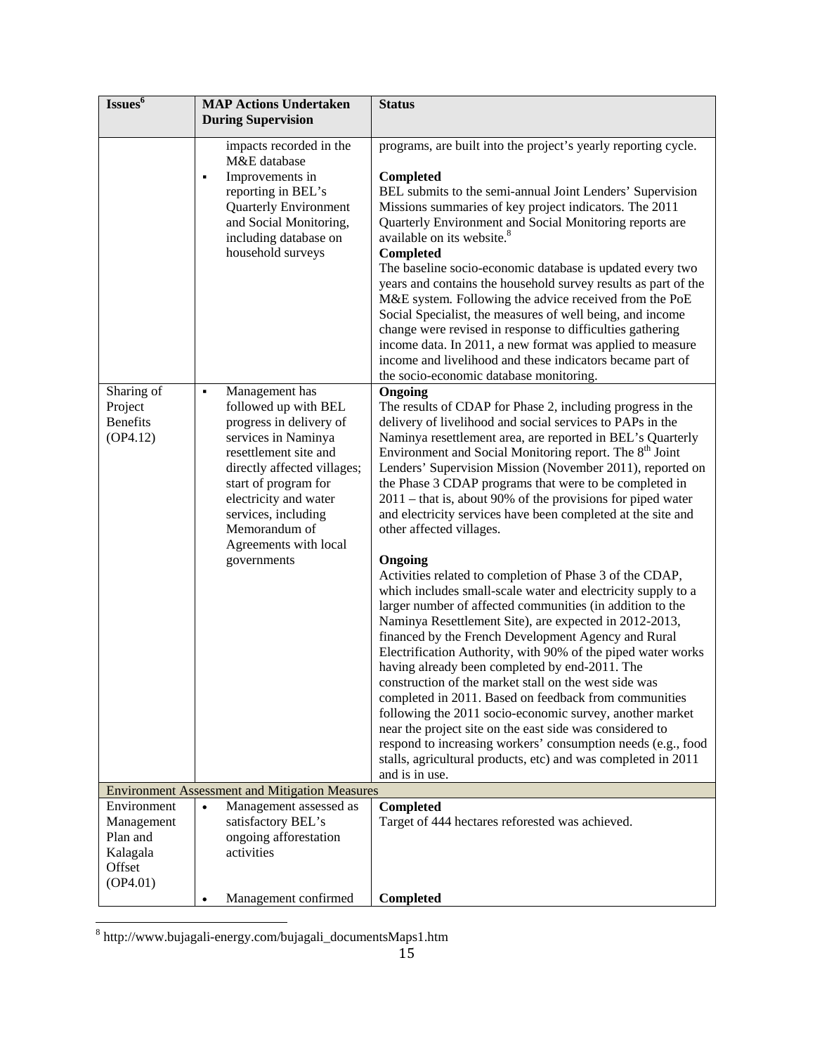| Issues[6] | MAP Actions Undertaken During Supervision | Status |
|---|---|---|
| | impacts recorded in the M&E database<br>▪ Improvements in reporting in BEL's Quarterly Environment and Social Monitoring, including database on household surveys | programs, are built into the project's yearly reporting cycle.<br><br>**Completed**<br>BEL submits to the semi-annual Joint Lenders' Supervision Missions summaries of key project indicators. The 2011 Quarterly Environment and Social Monitoring reports are available on its website.[8]<br>**Completed**<br>The baseline socio-economic database is updated every two years and contains the household survey results as part of the M&E system. Following the advice received from the PoE Social Specialist, the measures of well being, and income change were revised in response to difficulties gathering income data. In 2011, a new format was applied to measure income and livelihood and these indicators became part of the socio-economic database monitoring. |
| Sharing of Project Benefits (OP4.12) | ▪ Management has followed up with BEL progress in delivery of services in Naminya resettlement site and directly affected villages; start of program for electricity and water services, including Memorandum of Agreements with local governments | **Ongoing**<br>The results of CDAP for Phase 2, including progress in the delivery of livelihood and social services to PAPs in the Naminya resettlement area, are reported in BEL's Quarterly Environment and Social Monitoring report. The 8th Joint Lenders' Supervision Mission (November 2011), reported on the Phase 3 CDAP programs that were to be completed in 2011 – that is, about 90% of the provisions for piped water and electricity services have been completed at the site and other affected villages.<br><br>**Ongoing**<br>Activities related to completion of Phase 3 of the CDAP, which includes small-scale water and electricity supply to a larger number of affected communities (in addition to the Naminya Resettlement Site), are expected in 2012-2013, financed by the French Development Agency and Rural Electrification Authority, with 90% of the piped water works having already been completed by end-2011. The construction of the market stall on the west side was completed in 2011. Based on feedback from communities following the 2011 socio-economic survey, another market near the project site on the east side was considered to respond to increasing workers' consumption needs (e.g., food stalls, agricultural products, etc) and was completed in 2011 and is in use. |
| Environment Assessment and Mitigation Measures | | |
| Environment Management Plan and Kalagala Offset (OP4.01) | • Management assessed as satisfactory BEL's ongoing afforestation activities | **Completed**<br>Target of 444 hectares reforested was achieved. |
| | • Management confirmed | **Completed** |

[8] http://www.bujagali-energy.com/bujagali_documentsMaps1.htm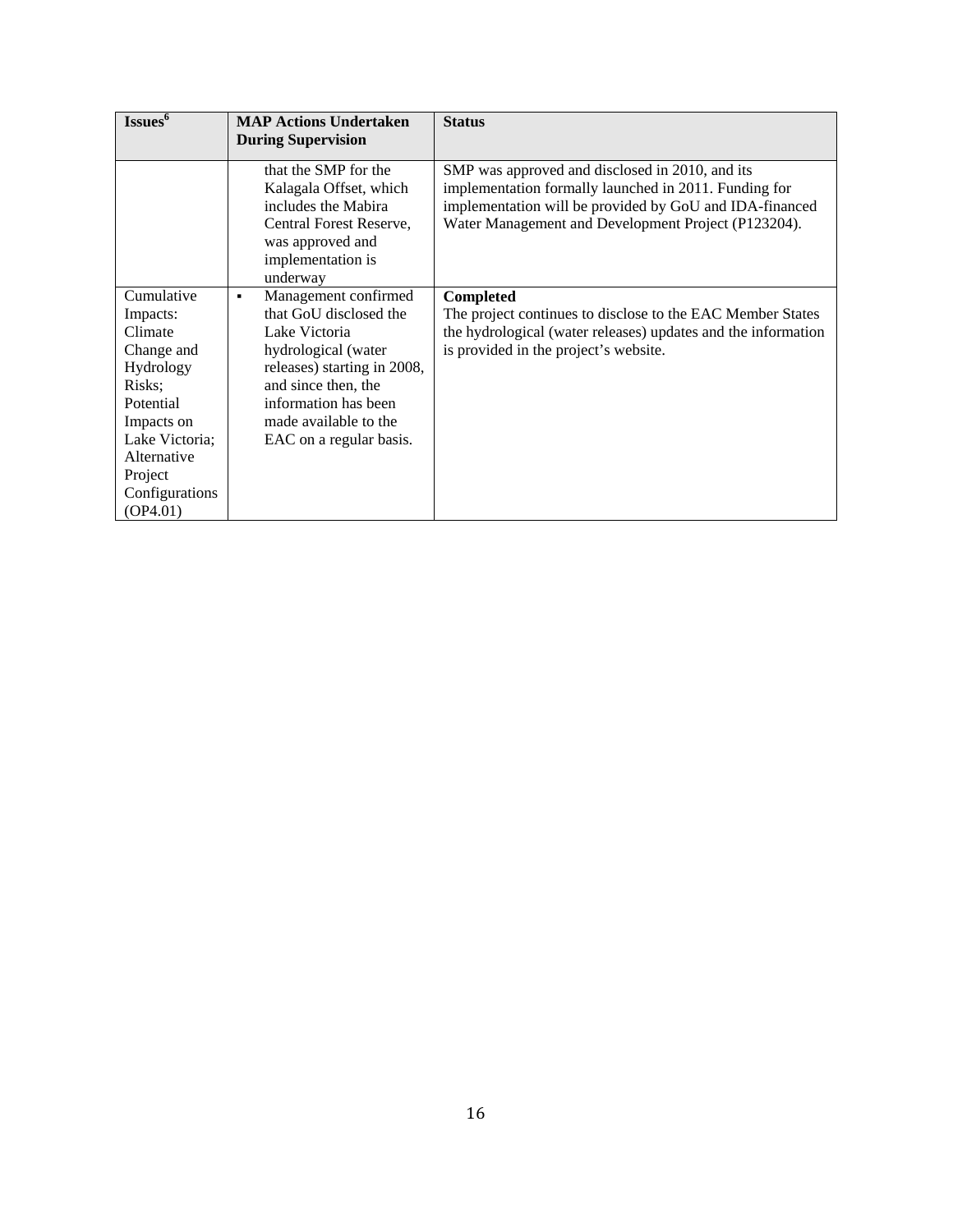| Issues[6] | MAP Actions Undertaken During Supervision | Status |
|---|---|---|
| | that the SMP for the Kalagala Offset, which includes the Mabira Central Forest Reserve, was approved and implementation is underway | SMP was approved and disclosed in 2010, and its implementation formally launched in 2011. Funding for implementation will be provided by GoU and IDA-financed Water Management and Development Project (P123204). |
| Cumulative Impacts: Climate Change and Hydrology Risks; Potential Impacts on Lake Victoria; Alternative Project Configurations (OP4.01) | ▪ Management confirmed that GoU disclosed the Lake Victoria hydrological (water releases) starting in 2008, and since then, the information has been made available to the EAC on a regular basis. | **Completed**<br>The project continues to disclose to the EAC Member States the hydrological (water releases) updates and the information is provided in the project's website. |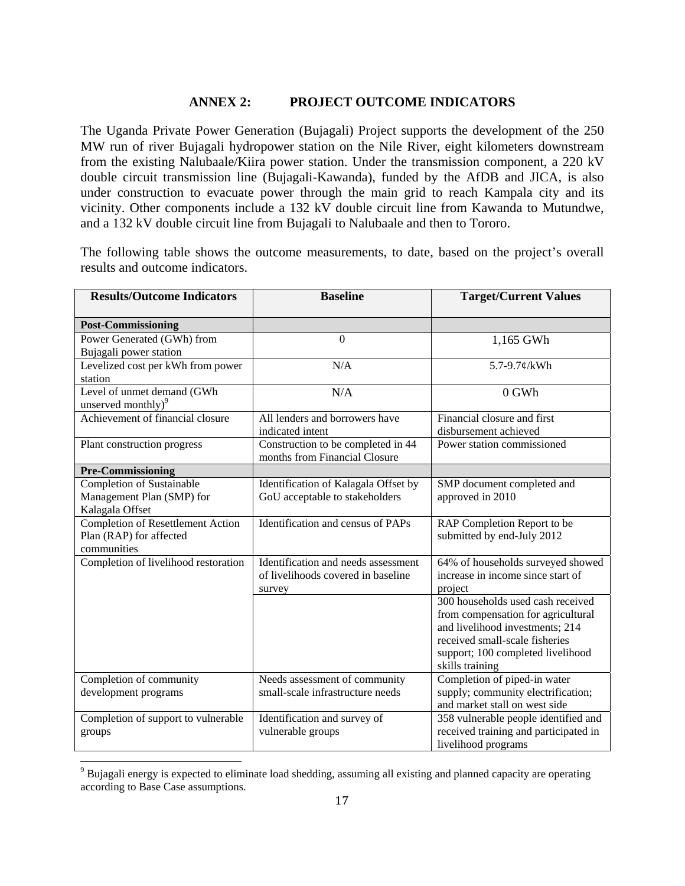## ANNEX 2: PROJECT OUTCOME INDICATORS

The Uganda Private Power Generation (Bujagali) Project supports the development of the 250 MW run of river Bujagali hydropower station on the Nile River, eight kilometers downstream from the existing Nalubaale/Kiira power station. Under the transmission component, a 220 kV double circuit transmission line (Bujagali-Kawanda), funded by the AfDB and JICA, is also under construction to evacuate power through the main grid to reach Kampala city and its vicinity. Other components include a 132 kV double circuit line from Kawanda to Mutundwe, and a 132 kV double circuit line from Bujagali to Nalubaale and then to Tororo.

The following table shows the outcome measurements, to date, based on the project's overall results and outcome indicators.

| Results/Outcome Indicators | Baseline | Target/Current Values |
|---|---|---|
| **Post-Commissioning** | | |
| Power Generated (GWh) from Bujagali power station | 0 | 1,165 GWh |
| Levelized cost per kWh from power station | N/A | 5.7-9.7¢/kWh |
| Level of unmet demand (GWh unserved monthly)[9] | N/A | 0 GWh |
| Achievement of financial closure | All lenders and borrowers have indicated intent | Financial closure and first disbursement achieved |
| Plant construction progress | Construction to be completed in 44 months from Financial Closure | Power station commissioned |
| **Pre-Commissioning** | | |
| Completion of Sustainable Management Plan (SMP) for Kalagala Offset | Identification of Kalagala Offset by GoU acceptable to stakeholders | SMP document completed and approved in 2010 |
| Completion of Resettlement Action Plan (RAP) for affected communities | Identification and census of PAPs | RAP Completion Report to be submitted by end-July 2012 |
| Completion of livelihood restoration | Identification and needs assessment of livelihoods covered in baseline survey | 64% of households surveyed showed increase in income since start of project |
| | | 300 households used cash received from compensation for agricultural and livelihood investments; 214 received small-scale fisheries support; 100 completed livelihood skills training |
| Completion of community development programs | Needs assessment of community small-scale infrastructure needs | Completion of piped-in water supply; community electrification; and market stall on west side |
| Completion of support to vulnerable groups | Identification and survey of vulnerable groups | 358 vulnerable people identified and received training and participated in livelihood programs |

[9] Bujagali energy is expected to eliminate load shedding, assuming all existing and planned capacity are operating according to Base Case assumptions.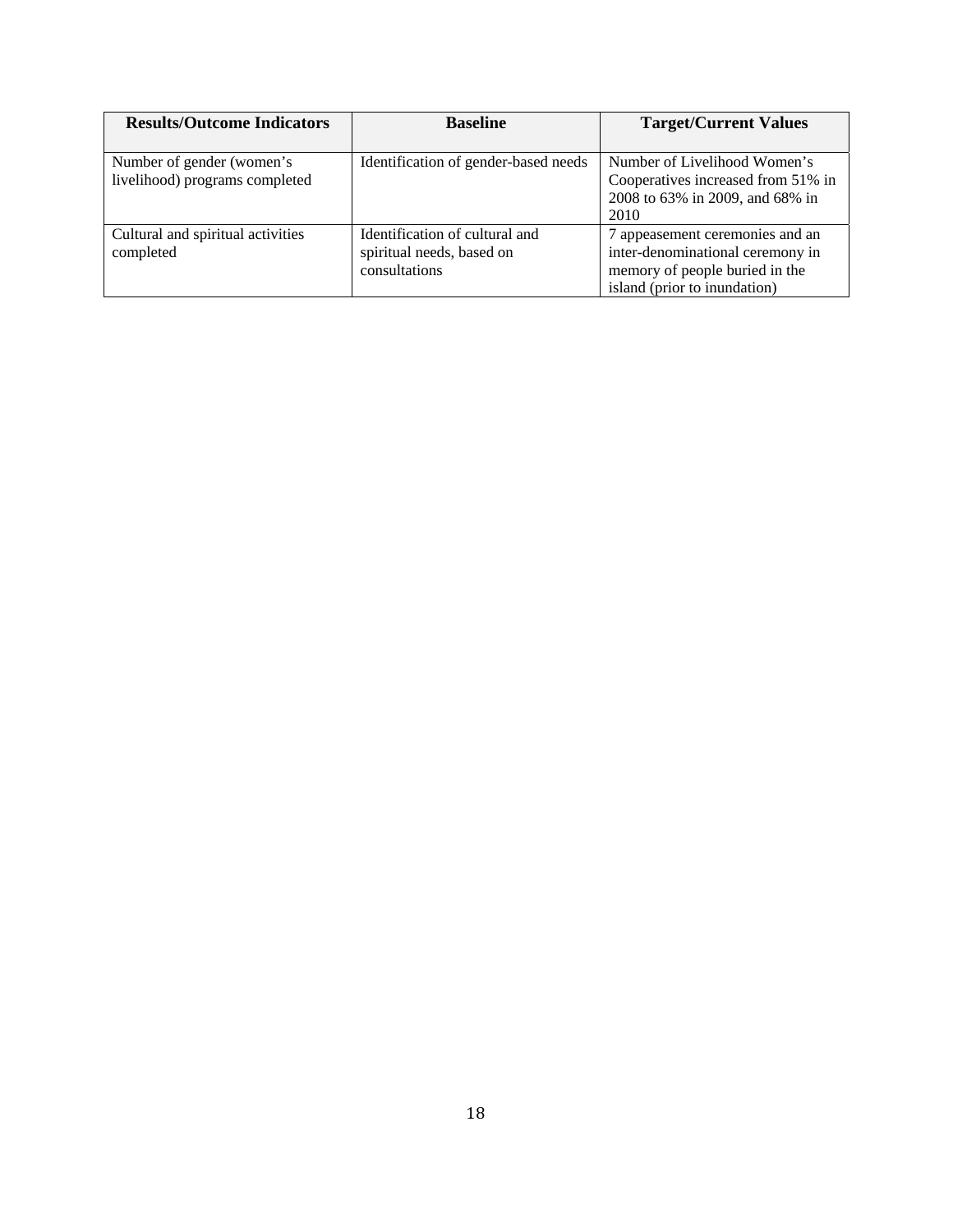| Results/Outcome Indicators | Baseline | Target/Current Values |
| --- | --- | --- |
| Number of gender (women's livelihood) programs completed | Identification of gender-based needs | Number of Livelihood Women's Cooperatives increased from 51% in 2008 to 63% in 2009, and 68% in 2010 |
| Cultural and spiritual activities completed | Identification of cultural and spiritual needs, based on consultations | 7 appeasement ceremonies and an inter-denominational ceremony in memory of people buried in the island (prior to inundation) |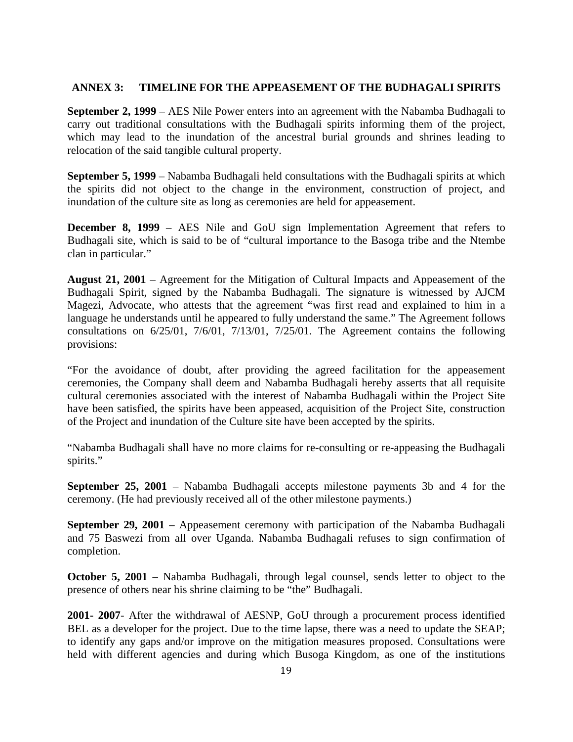## ANNEX 3: TIMELINE FOR THE APPEASEMENT OF THE BUDHAGALI SPIRITS

**September 2, 1999** – AES Nile Power enters into an agreement with the Nabamba Budhagali to carry out traditional consultations with the Budhagali spirits informing them of the project, which may lead to the inundation of the ancestral burial grounds and shrines leading to relocation of the said tangible cultural property.

**September 5, 1999** – Nabamba Budhagali held consultations with the Budhagali spirits at which the spirits did not object to the change in the environment, construction of project, and inundation of the culture site as long as ceremonies are held for appeasement.

**December 8, 1999** – AES Nile and GoU sign Implementation Agreement that refers to Budhagali site, which is said to be of "cultural importance to the Basoga tribe and the Ntembe clan in particular."

**August 21, 2001** – Agreement for the Mitigation of Cultural Impacts and Appeasement of the Budhagali Spirit, signed by the Nabamba Budhagali. The signature is witnessed by AJCM Magezi, Advocate, who attests that the agreement "was first read and explained to him in a language he understands until he appeared to fully understand the same." The Agreement follows consultations on 6/25/01, 7/6/01, 7/13/01, 7/25/01. The Agreement contains the following provisions:

"For the avoidance of doubt, after providing the agreed facilitation for the appeasement ceremonies, the Company shall deem and Nabamba Budhagali hereby asserts that all requisite cultural ceremonies associated with the interest of Nabamba Budhagali within the Project Site have been satisfied, the spirits have been appeased, acquisition of the Project Site, construction of the Project and inundation of the Culture site have been accepted by the spirits.

"Nabamba Budhagali shall have no more claims for re-consulting or re-appeasing the Budhagali spirits."

**September 25, 2001** – Nabamba Budhagali accepts milestone payments 3b and 4 for the ceremony. (He had previously received all of the other milestone payments.)

**September 29, 2001** – Appeasement ceremony with participation of the Nabamba Budhagali and 75 Baswezi from all over Uganda. Nabamba Budhagali refuses to sign confirmation of completion.

**October 5, 2001** – Nabamba Budhagali, through legal counsel, sends letter to object to the presence of others near his shrine claiming to be "the" Budhagali.

**2001- 2007**- After the withdrawal of AESNP, GoU through a procurement process identified BEL as a developer for the project. Due to the time lapse, there was a need to update the SEAP; to identify any gaps and/or improve on the mitigation measures proposed. Consultations were held with different agencies and during which Busoga Kingdom, as one of the institutions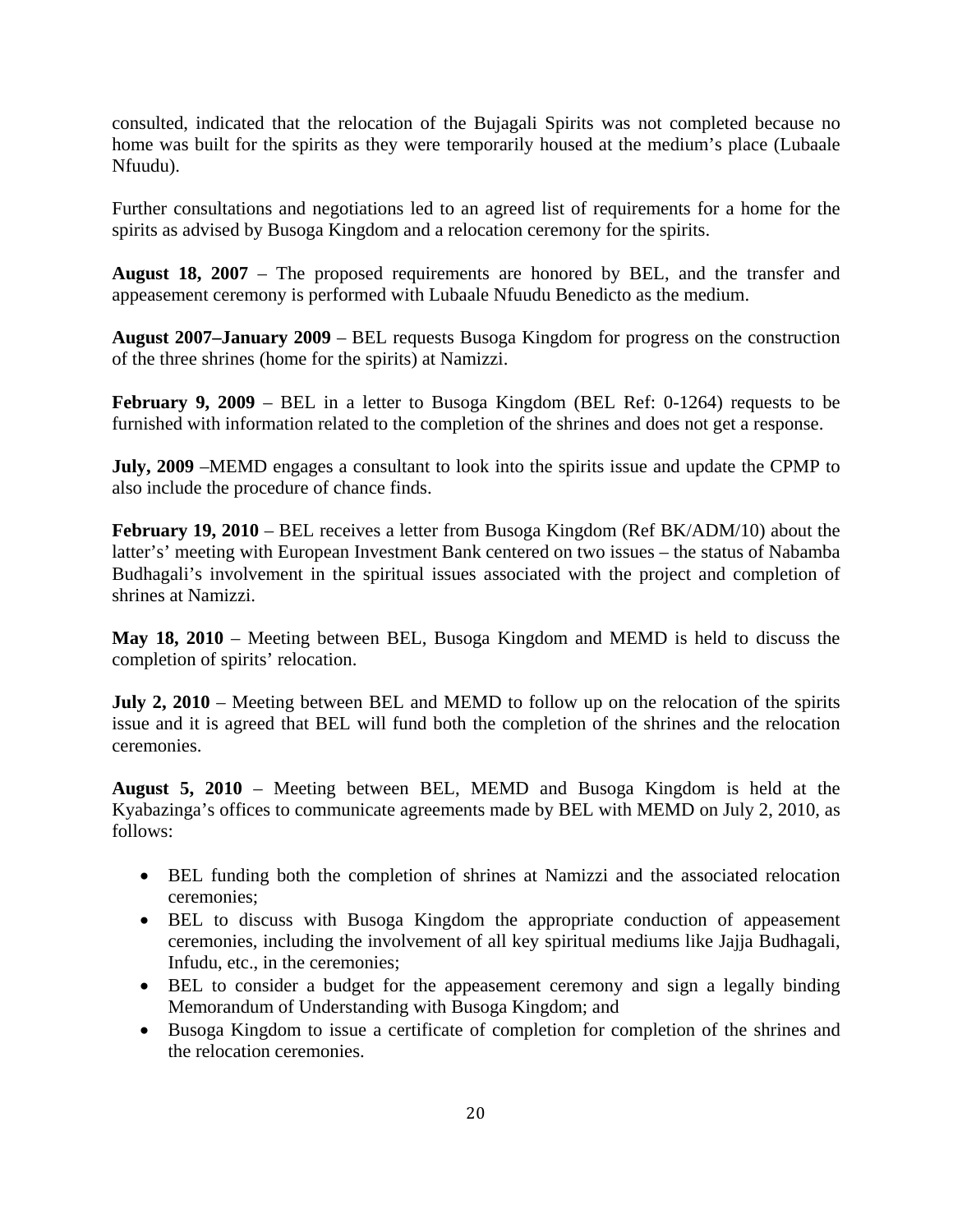consulted, indicated that the relocation of the Bujagali Spirits was not completed because no home was built for the spirits as they were temporarily housed at the medium's place (Lubaale Nfuudu).

Further consultations and negotiations led to an agreed list of requirements for a home for the spirits as advised by Busoga Kingdom and a relocation ceremony for the spirits.

**August 18, 2007** – The proposed requirements are honored by BEL, and the transfer and appeasement ceremony is performed with Lubaale Nfuudu Benedicto as the medium.

**August 2007–January 2009** – BEL requests Busoga Kingdom for progress on the construction of the three shrines (home for the spirits) at Namizzi.

**February 9, 2009** – BEL in a letter to Busoga Kingdom (BEL Ref: 0-1264) requests to be furnished with information related to the completion of the shrines and does not get a response.

**July, 2009** –MEMD engages a consultant to look into the spirits issue and update the CPMP to also include the procedure of chance finds.

**February 19, 2010** – BEL receives a letter from Busoga Kingdom (Ref BK/ADM/10) about the latter's' meeting with European Investment Bank centered on two issues – the status of Nabamba Budhagali's involvement in the spiritual issues associated with the project and completion of shrines at Namizzi.

**May 18, 2010** – Meeting between BEL, Busoga Kingdom and MEMD is held to discuss the completion of spirits' relocation.

**July 2, 2010** – Meeting between BEL and MEMD to follow up on the relocation of the spirits issue and it is agreed that BEL will fund both the completion of the shrines and the relocation ceremonies.

**August 5, 2010** – Meeting between BEL, MEMD and Busoga Kingdom is held at the Kyabazinga's offices to communicate agreements made by BEL with MEMD on July 2, 2010, as follows:

- BEL funding both the completion of shrines at Namizzi and the associated relocation ceremonies;
- BEL to discuss with Busoga Kingdom the appropriate conduction of appeasement ceremonies, including the involvement of all key spiritual mediums like Jajja Budhagali, Infudu, etc., in the ceremonies;
- BEL to consider a budget for the appeasement ceremony and sign a legally binding Memorandum of Understanding with Busoga Kingdom; and
- Busoga Kingdom to issue a certificate of completion for completion of the shrines and the relocation ceremonies.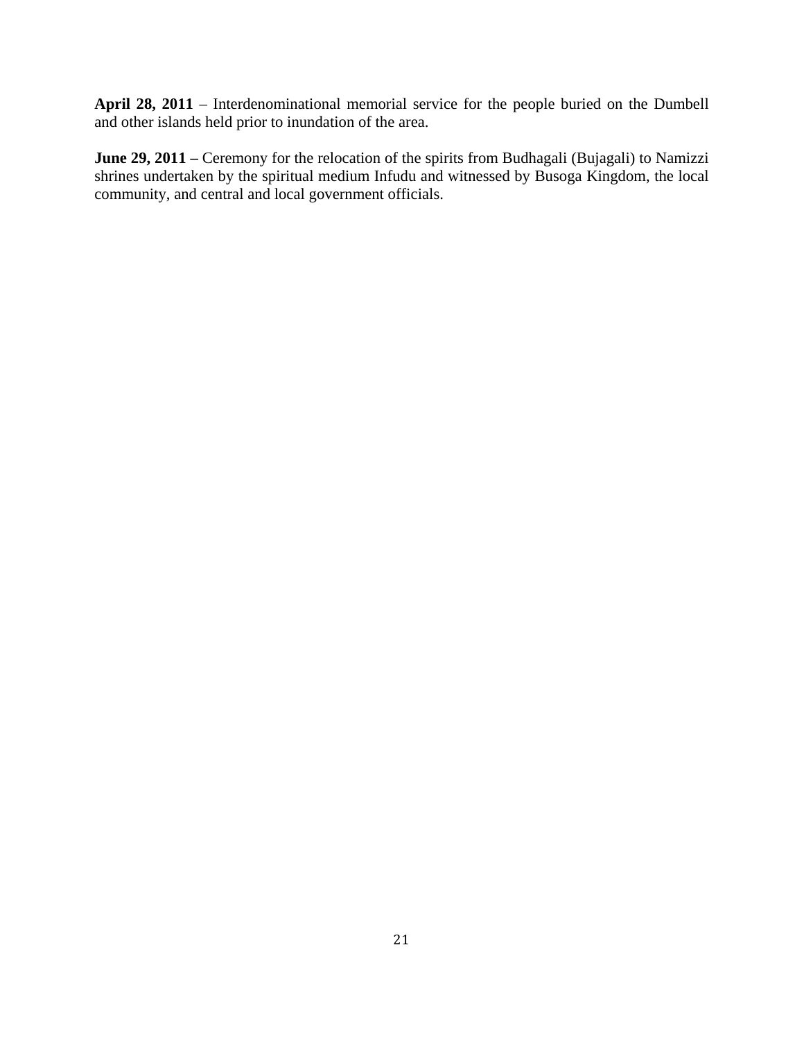**April 28, 2011** – Interdenominational memorial service for the people buried on the Dumbell and other islands held prior to inundation of the area.

**June 29, 2011 –** Ceremony for the relocation of the spirits from Budhagali (Bujagali) to Namizzi shrines undertaken by the spiritual medium Infudu and witnessed by Busoga Kingdom, the local community, and central and local government officials.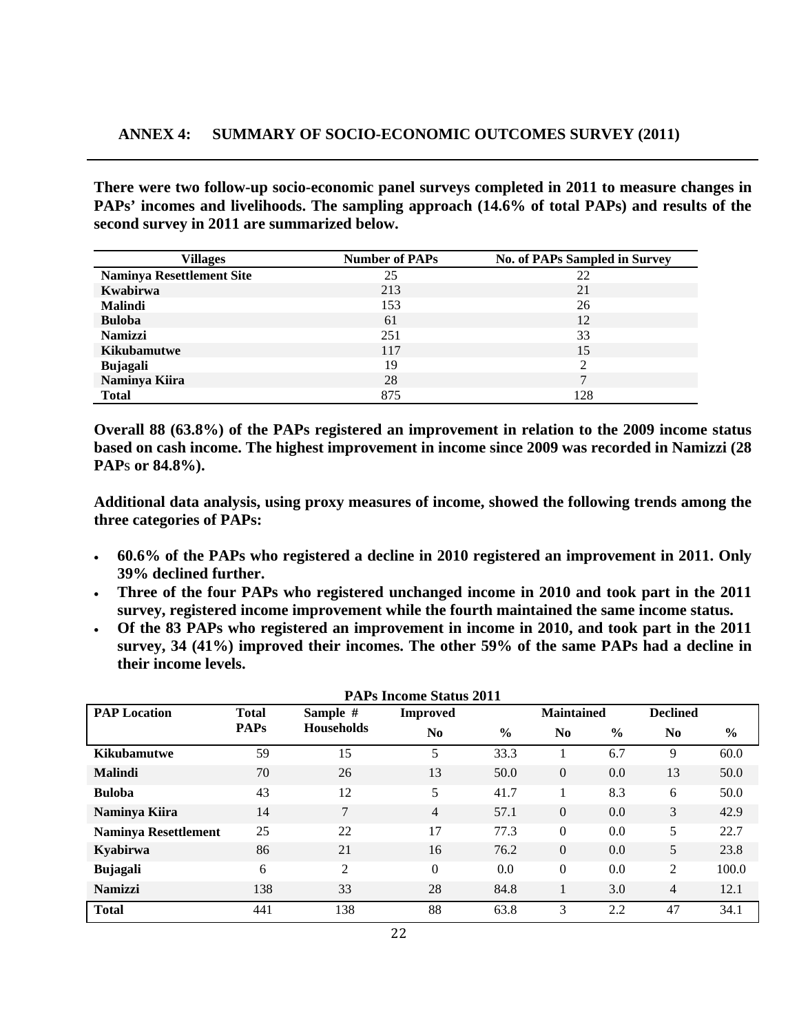## ANNEX 4: SUMMARY OF SOCIO-ECONOMIC OUTCOMES SURVEY (2011)

**There were two follow-up socio-economic panel surveys completed in 2011 to measure changes in PAPs' incomes and livelihoods. The sampling approach (14.6% of total PAPs) and results of the second survey in 2011 are summarized below.**

| Villages | Number of PAPs | No. of PAPs Sampled in Survey |
|---|---|---|
| **Naminya Resettlement Site** | 25 | 22 |
| **Kwabirwa** | 213 | 21 |
| **Malindi** | 153 | 26 |
| **Buloba** | 61 | 12 |
| **Namizzi** | 251 | 33 |
| **Kikubamutwe** | 117 | 15 |
| **Bujagali** | 19 | 2 |
| **Naminya Kiira** | 28 | 7 |
| **Total** | 875 | 128 |

**Overall 88 (63.8%) of the PAPs registered an improvement in relation to the 2009 income status based on cash income. The highest improvement in income since 2009 was recorded in Namizzi (28 PAPs or 84.8%).**

**Additional data analysis, using proxy measures of income, showed the following trends among the three categories of PAPs:**

- **60.6% of the PAPs who registered a decline in 2010 registered an improvement in 2011. Only 39% declined further.**
- **Three of the four PAPs who registered unchanged income in 2010 and took part in the 2011 survey, registered income improvement while the fourth maintained the same income status.**
- **Of the 83 PAPs who registered an improvement in income in 2010, and took part in the 2011 survey, 34 (41%) improved their incomes. The other 59% of the same PAPs had a decline in their income levels.**

**PAPs Income Status 2011**

| PAP Location | Total PAPs | Sample # Households | Improved | | Maintained | | Declined | |
|---|---|---|---|---|---|---|---|---|
| | | | No | % | No | % | No | % |
| **Kikubamutwe** | 59 | 15 | 5 | 33.3 | 1 | 6.7 | 9 | 60.0 |
| **Malindi** | 70 | 26 | 13 | 50.0 | 0 | 0.0 | 13 | 50.0 |
| **Buloba** | 43 | 12 | 5 | 41.7 | 1 | 8.3 | 6 | 50.0 |
| **Naminya Kiira** | 14 | 7 | 4 | 57.1 | 0 | 0.0 | 3 | 42.9 |
| **Naminya Resettlement** | 25 | 22 | 17 | 77.3 | 0 | 0.0 | 5 | 22.7 |
| **Kyabirwa** | 86 | 21 | 16 | 76.2 | 0 | 0.0 | 5 | 23.8 |
| **Bujagali** | 6 | 2 | 0 | 0.0 | 0 | 0.0 | 2 | 100.0 |
| **Namizzi** | 138 | 33 | 28 | 84.8 | 1 | 3.0 | 4 | 12.1 |
| **Total** | 441 | 138 | 88 | 63.8 | 3 | 2.2 | 47 | 34.1 |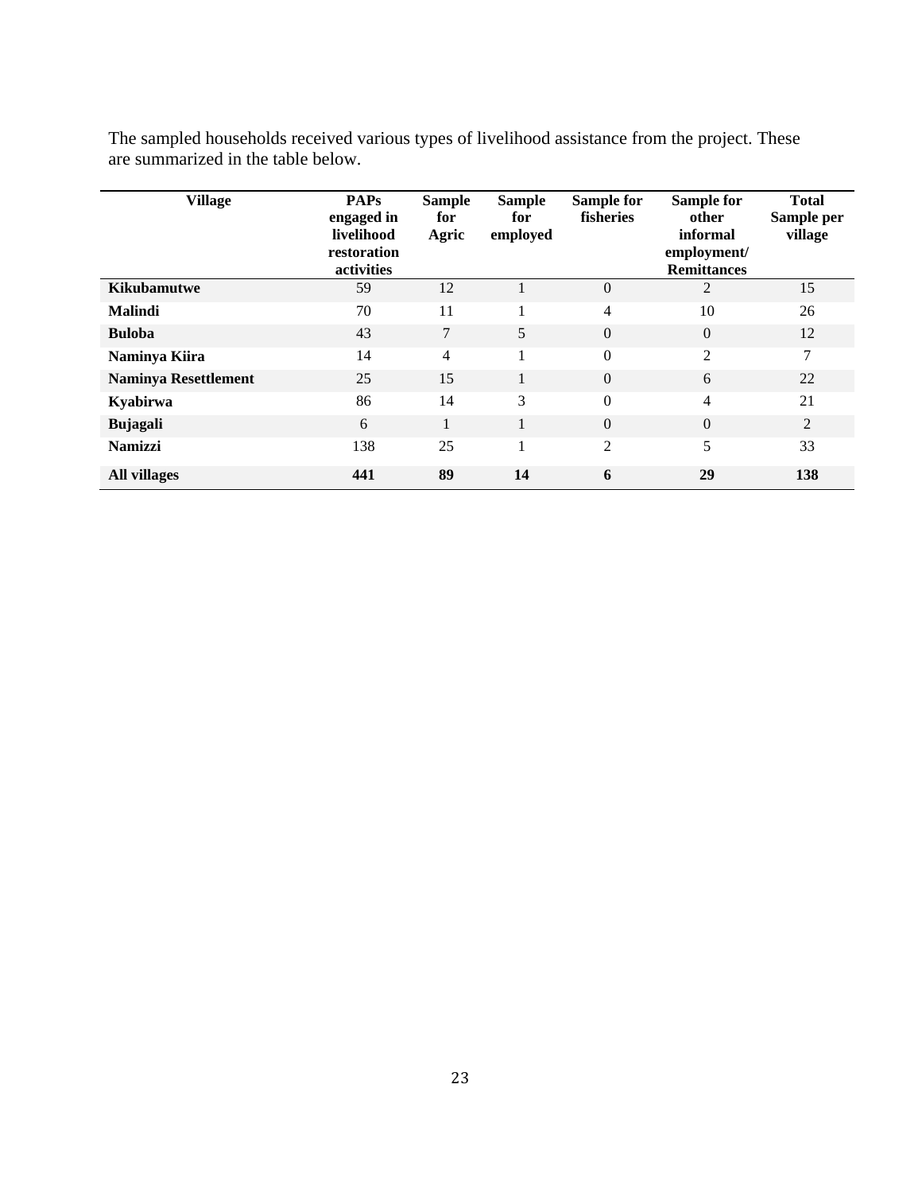The sampled households received various types of livelihood assistance from the project. These are summarized in the table below.

| Village | PAPs engaged in livelihood restoration activities | Sample for Agric | Sample for employed | Sample for fisheries | Sample for other informal employment/ Remittances | Total Sample per village |
|---|---|---|---|---|---|---|
| **Kikubamutwe** | 59 | 12 | 1 | 0 | 2 | 15 |
| **Malindi** | 70 | 11 | 1 | 4 | 10 | 26 |
| **Buloba** | 43 | 7 | 5 | 0 | 0 | 12 |
| **Naminya Kiira** | 14 | 4 | 1 | 0 | 2 | 7 |
| **Naminya Resettlement** | 25 | 15 | 1 | 0 | 6 | 22 |
| **Kyabirwa** | 86 | 14 | 3 | 0 | 4 | 21 |
| **Bujagali** | 6 | 1 | 1 | 0 | 0 | 2 |
| **Namizzi** | 138 | 25 | 1 | 2 | 5 | 33 |
| **All villages** | **441** | **89** | **14** | **6** | **29** | **138** |